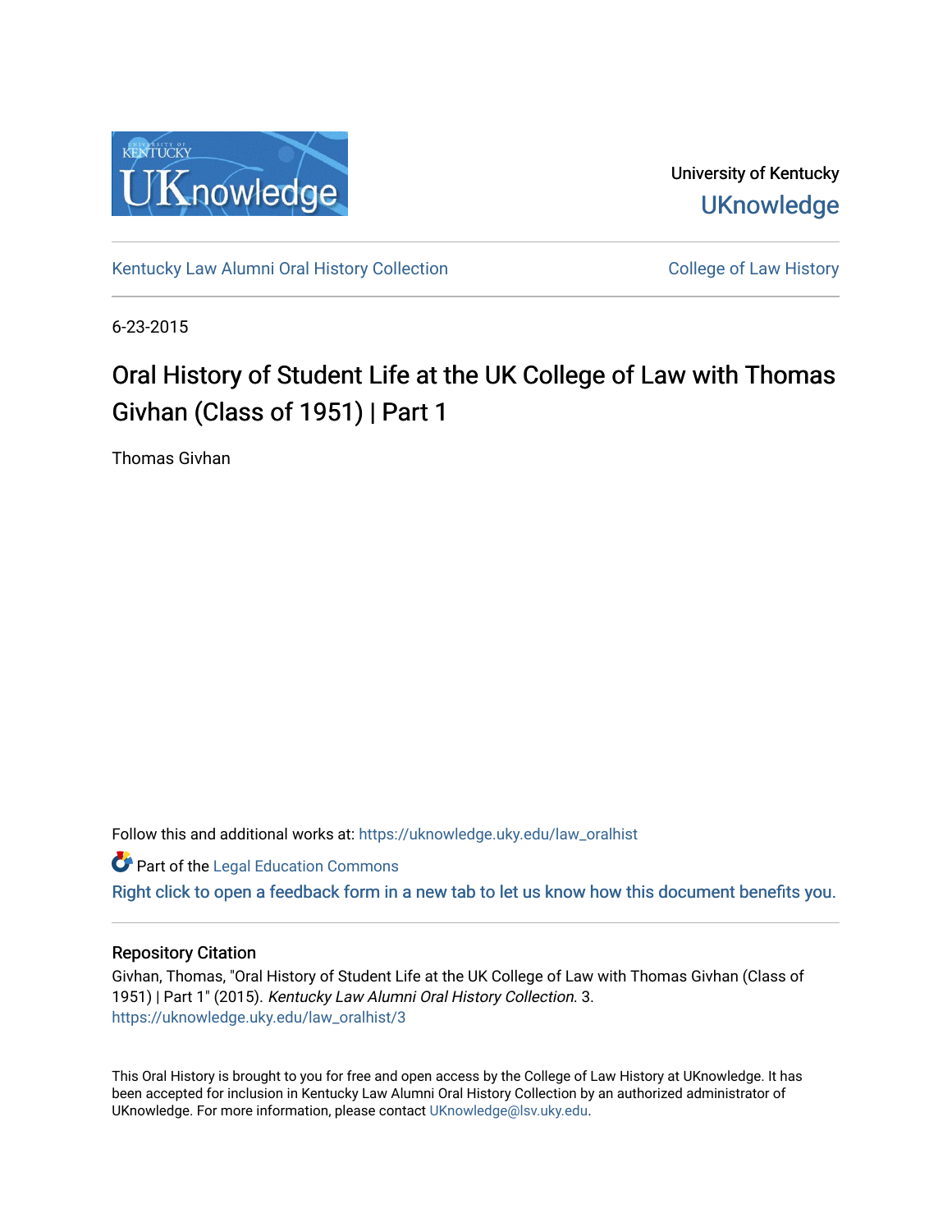University of Kentucky

UKnowledge

Kentucky Law Alumni Oral History Collection

College of Law History

6-23-2015

# Oral History of Student Life at the UK College of Law with Thomas Givhan (Class of 1951) | Part 1

Thomas Givhan

Follow this and additional works at: https://uknowledge.uky.edu/law_oralhist

Part of the Legal Education Commons

Right click to open a feedback form in a new tab to let us know how this document benefits you.

## Repository Citation

Givhan, Thomas, "Oral History of Student Life at the UK College of Law with Thomas Givhan (Class of 1951) | Part 1" (2015). *Kentucky Law Alumni Oral History Collection*. 3.
https://uknowledge.uky.edu/law_oralhist/3

This Oral History is brought to you for free and open access by the College of Law History at UKnowledge. It has been accepted for inclusion in Kentucky Law Alumni Oral History Collection by an authorized administrator of UKnowledge. For more information, please contact UKnowledge@lsv.uky.edu.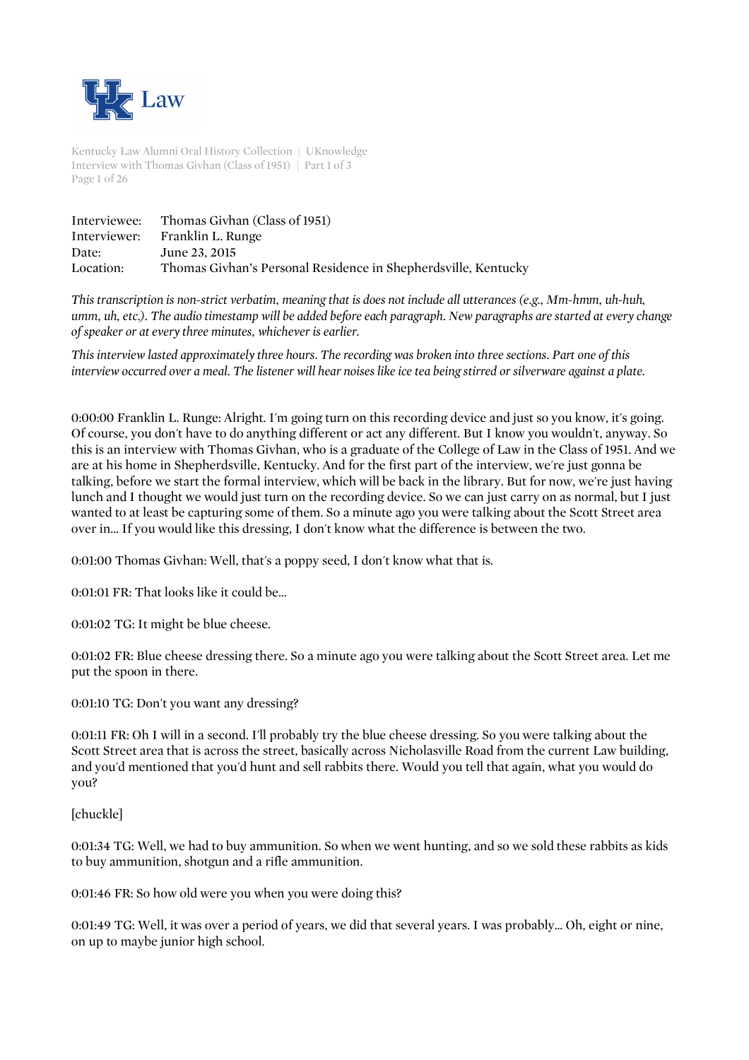| | |
|---|---|
| Interviewee: | Thomas Givhan (Class of 1951) |
| Interviewer: | Franklin L. Runge |
| Date: | June 23, 2015 |
| Location: | Thomas Givhan's Personal Residence in Shepherdsville, Kentucky |

*This transcription is non-strict verbatim, meaning that is does not include all utterances (e.g., Mm-hmm, uh-huh, umm, uh, etc.). The audio timestamp will be added before each paragraph. New paragraphs are started at every change of speaker or at every three minutes, whichever is earlier.*

*This interview lasted approximately three hours. The recording was broken into three sections. Part one of this interview occurred over a meal. The listener will hear noises like ice tea being stirred or silverware against a plate.*

0:00:00 Franklin L. Runge: Alright. I'm going turn on this recording device and just so you know, it's going. Of course, you don't have to do anything different or act any different. But I know you wouldn't, anyway. So this is an interview with Thomas Givhan, who is a graduate of the College of Law in the Class of 1951. And we are at his home in Shepherdsville, Kentucky. And for the first part of the interview, we're just gonna be talking, before we start the formal interview, which will be back in the library. But for now, we're just having lunch and I thought we would just turn on the recording device. So we can just carry on as normal, but I just wanted to at least be capturing some of them. So a minute ago you were talking about the Scott Street area over in... If you would like this dressing, I don't know what the difference is between the two.

0:01:00 Thomas Givhan: Well, that's a poppy seed, I don't know what that is.

0:01:01 FR: That looks like it could be...

0:01:02 TG: It might be blue cheese.

0:01:02 FR: Blue cheese dressing there. So a minute ago you were talking about the Scott Street area. Let me put the spoon in there.

0:01:10 TG: Don't you want any dressing?

0:01:11 FR: Oh I will in a second. I'll probably try the blue cheese dressing. So you were talking about the Scott Street area that is across the street, basically across Nicholasville Road from the current Law building, and you'd mentioned that you'd hunt and sell rabbits there. Would you tell that again, what you would do you?

[chuckle]

0:01:34 TG: Well, we had to buy ammunition. So when we went hunting, and so we sold these rabbits as kids to buy ammunition, shotgun and a rifle ammunition.

0:01:46 FR: So how old were you when you were doing this?

0:01:49 TG: Well, it was over a period of years, we did that several years. I was probably... Oh, eight or nine, on up to maybe junior high school.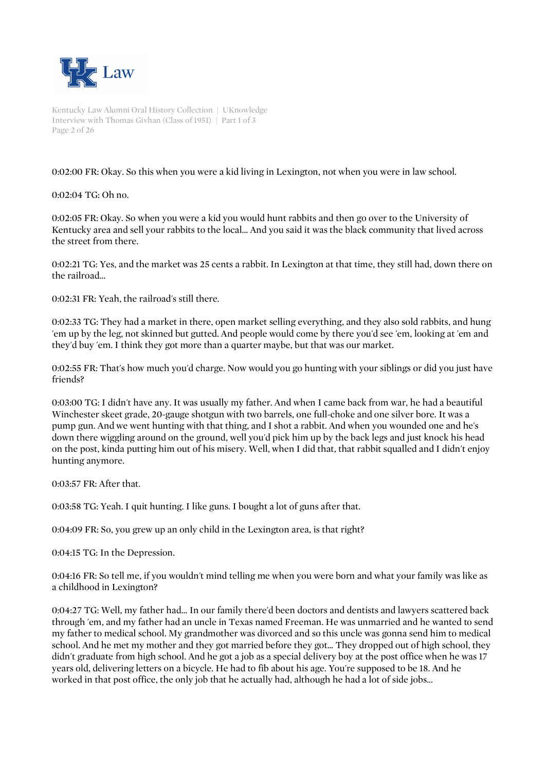0:02:00 FR: Okay. So this when you were a kid living in Lexington, not when you were in law school.

0:02:04 TG: Oh no.

0:02:05 FR: Okay. So when you were a kid you would hunt rabbits and then go over to the University of Kentucky area and sell your rabbits to the local... And you said it was the black community that lived across the street from there.

0:02:21 TG: Yes, and the market was 25 cents a rabbit. In Lexington at that time, they still had, down there on the railroad...

0:02:31 FR: Yeah, the railroad's still there.

0:02:33 TG: They had a market in there, open market selling everything, and they also sold rabbits, and hung 'em up by the leg, not skinned but gutted. And people would come by there you'd see 'em, looking at 'em and they'd buy 'em. I think they got more than a quarter maybe, but that was our market.

0:02:55 FR: That's how much you'd charge. Now would you go hunting with your siblings or did you just have friends?

0:03:00 TG: I didn't have any. It was usually my father. And when I came back from war, he had a beautiful Winchester skeet grade, 20-gauge shotgun with two barrels, one full-choke and one silver bore. It was a pump gun. And we went hunting with that thing, and I shot a rabbit. And when you wounded one and he's down there wiggling around on the ground, well you'd pick him up by the back legs and just knock his head on the post, kinda putting him out of his misery. Well, when I did that, that rabbit squalled and I didn't enjoy hunting anymore.

0:03:57 FR: After that.

0:03:58 TG: Yeah. I quit hunting. I like guns. I bought a lot of guns after that.

0:04:09 FR: So, you grew up an only child in the Lexington area, is that right?

0:04:15 TG: In the Depression.

0:04:16 FR: So tell me, if you wouldn't mind telling me when you were born and what your family was like as a childhood in Lexington?

0:04:27 TG: Well, my father had... In our family there'd been doctors and dentists and lawyers scattered back through 'em, and my father had an uncle in Texas named Freeman. He was unmarried and he wanted to send my father to medical school. My grandmother was divorced and so this uncle was gonna send him to medical school. And he met my mother and they got married before they got... They dropped out of high school, they didn't graduate from high school. And he got a job as a special delivery boy at the post office when he was 17 years old, delivering letters on a bicycle. He had to fib about his age. You're supposed to be 18. And he worked in that post office, the only job that he actually had, although he had a lot of side jobs...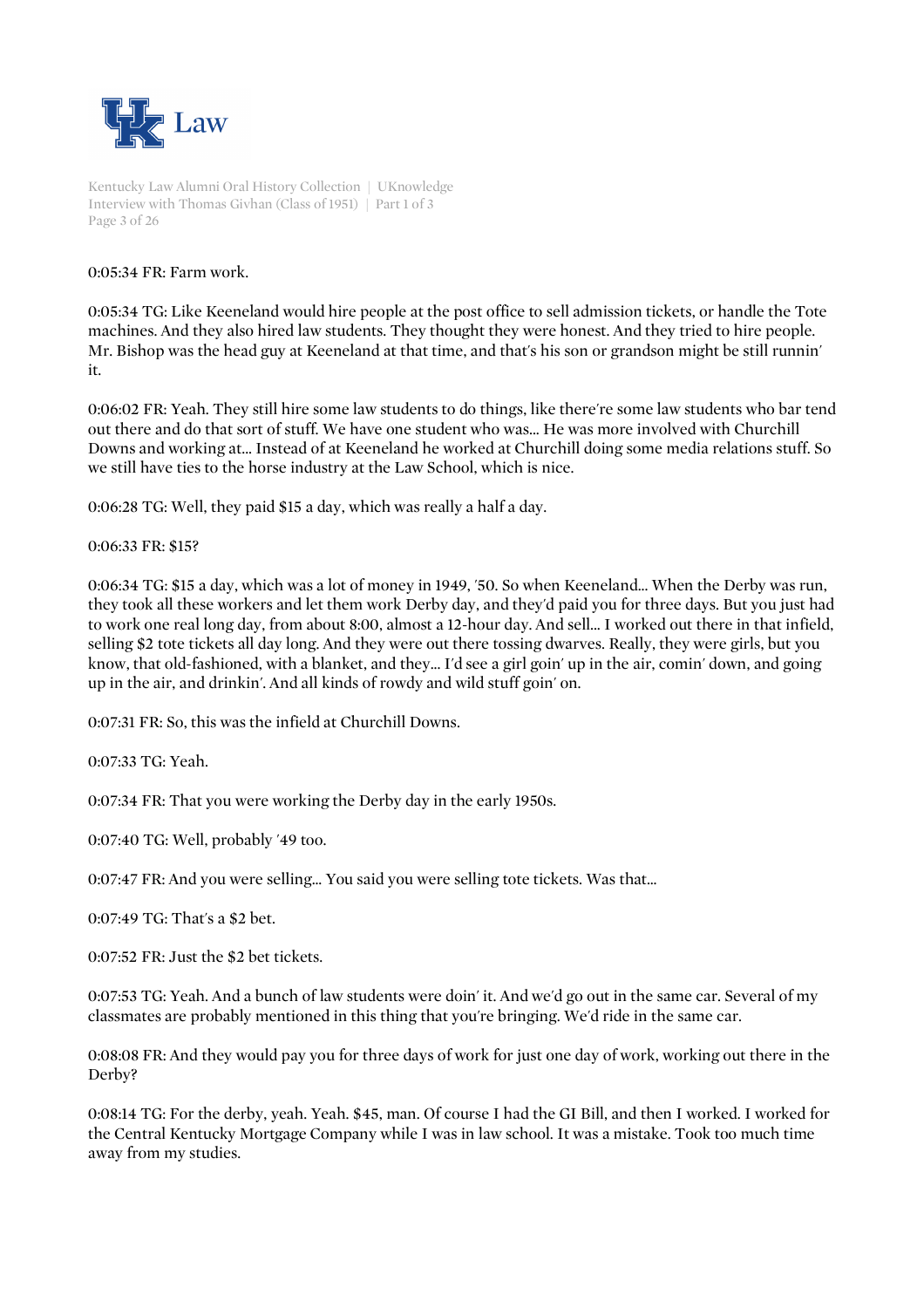0:05:34 FR: Farm work.

0:05:34 TG: Like Keeneland would hire people at the post office to sell admission tickets, or handle the Tote machines. And they also hired law students. They thought they were honest. And they tried to hire people. Mr. Bishop was the head guy at Keeneland at that time, and that's his son or grandson might be still runnin' it.

0:06:02 FR: Yeah. They still hire some law students to do things, like there're some law students who bar tend out there and do that sort of stuff. We have one student who was... He was more involved with Churchill Downs and working at... Instead of at Keeneland he worked at Churchill doing some media relations stuff. So we still have ties to the horse industry at the Law School, which is nice.

0:06:28 TG: Well, they paid $15 a day, which was really a half a day.

0:06:33 FR: $15?

0:06:34 TG: $15 a day, which was a lot of money in 1949, '50. So when Keeneland... When the Derby was run, they took all these workers and let them work Derby day, and they'd paid you for three days. But you just had to work one real long day, from about 8:00, almost a 12-hour day. And sell... I worked out there in that infield, selling $2 tote tickets all day long. And they were out there tossing dwarves. Really, they were girls, but you know, that old-fashioned, with a blanket, and they... I'd see a girl goin' up in the air, comin' down, and going up in the air, and drinkin'. And all kinds of rowdy and wild stuff goin' on.

0:07:31 FR: So, this was the infield at Churchill Downs.

0:07:33 TG: Yeah.

0:07:34 FR: That you were working the Derby day in the early 1950s.

0:07:40 TG: Well, probably '49 too.

0:07:47 FR: And you were selling... You said you were selling tote tickets. Was that...

0:07:49 TG: That's a $2 bet.

0:07:52 FR: Just the $2 bet tickets.

0:07:53 TG: Yeah. And a bunch of law students were doin' it. And we'd go out in the same car. Several of my classmates are probably mentioned in this thing that you're bringing. We'd ride in the same car.

0:08:08 FR: And they would pay you for three days of work for just one day of work, working out there in the Derby?

0:08:14 TG: For the derby, yeah. Yeah. $45, man. Of course I had the GI Bill, and then I worked. I worked for the Central Kentucky Mortgage Company while I was in law school. It was a mistake. Took too much time away from my studies.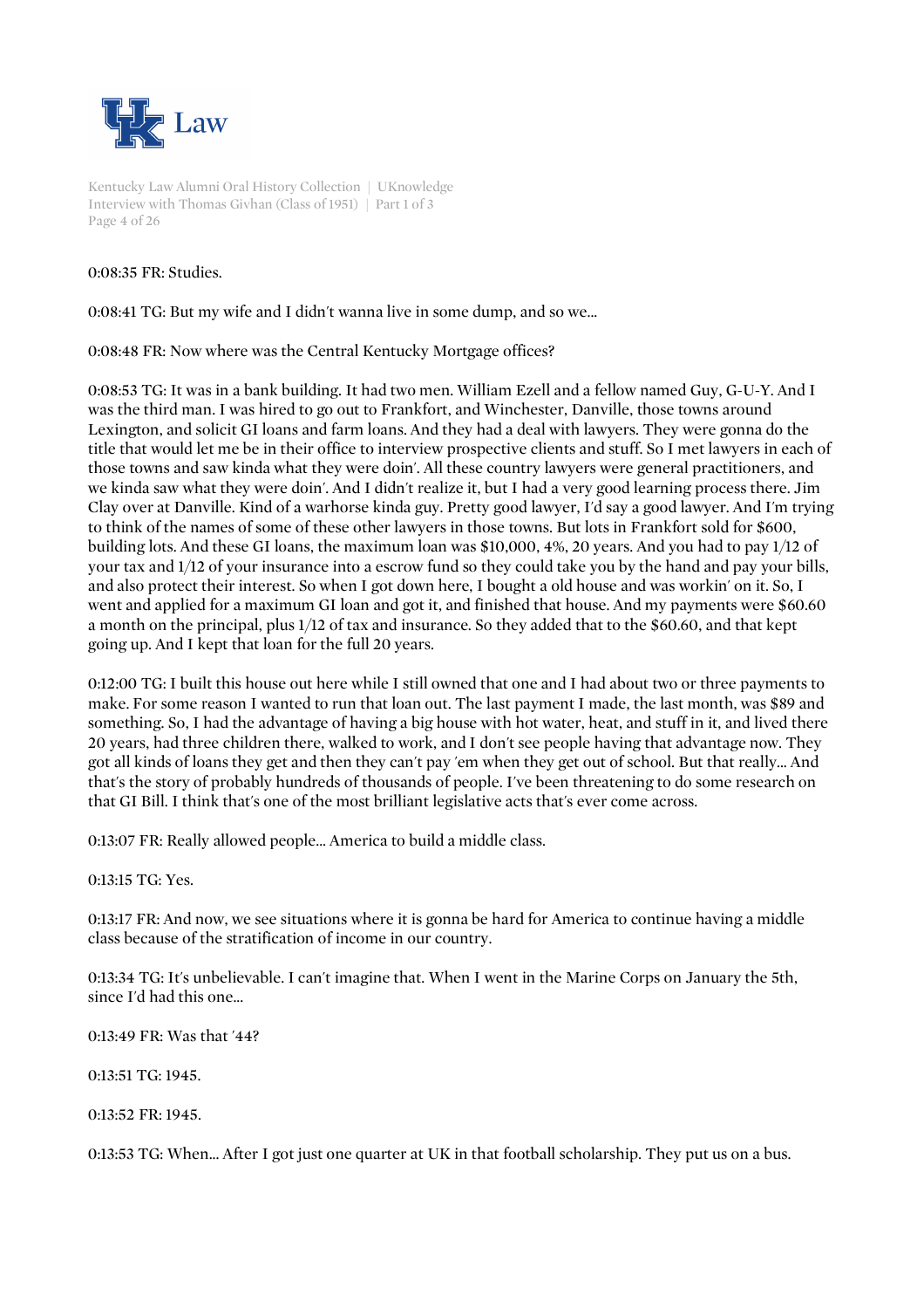0:08:35 FR: Studies.

0:08:41 TG: But my wife and I didn't wanna live in some dump, and so we...

0:08:48 FR: Now where was the Central Kentucky Mortgage offices?

0:08:53 TG: It was in a bank building. It had two men. William Ezell and a fellow named Guy, G-U-Y. And I was the third man. I was hired to go out to Frankfort, and Winchester, Danville, those towns around Lexington, and solicit GI loans and farm loans. And they had a deal with lawyers. They were gonna do the title that would let me be in their office to interview prospective clients and stuff. So I met lawyers in each of those towns and saw kinda what they were doin'. All these country lawyers were general practitioners, and we kinda saw what they were doin'. And I didn't realize it, but I had a very good learning process there. Jim Clay over at Danville. Kind of a warhorse kinda guy. Pretty good lawyer, I'd say a good lawyer. And I'm trying to think of the names of some of these other lawyers in those towns. But lots in Frankfort sold for $600, building lots. And these GI loans, the maximum loan was $10,000, 4%, 20 years. And you had to pay 1/12 of your tax and 1/12 of your insurance into a escrow fund so they could take you by the hand and pay your bills, and also protect their interest. So when I got down here, I bought a old house and was workin' on it. So, I went and applied for a maximum GI loan and got it, and finished that house. And my payments were $60.60 a month on the principal, plus 1/12 of tax and insurance. So they added that to the $60.60, and that kept going up. And I kept that loan for the full 20 years.

0:12:00 TG: I built this house out here while I still owned that one and I had about two or three payments to make. For some reason I wanted to run that loan out. The last payment I made, the last month, was $89 and something. So, I had the advantage of having a big house with hot water, heat, and stuff in it, and lived there 20 years, had three children there, walked to work, and I don't see people having that advantage now. They got all kinds of loans they get and then they can't pay 'em when they get out of school. But that really... And that's the story of probably hundreds of thousands of people. I've been threatening to do some research on that GI Bill. I think that's one of the most brilliant legislative acts that's ever come across.

0:13:07 FR: Really allowed people... America to build a middle class.

0:13:15 TG: Yes.

0:13:17 FR: And now, we see situations where it is gonna be hard for America to continue having a middle class because of the stratification of income in our country.

0:13:34 TG: It's unbelievable. I can't imagine that. When I went in the Marine Corps on January the 5th, since I'd had this one...

0:13:49 FR: Was that '44?

0:13:51 TG: 1945.

0:13:52 FR: 1945.

0:13:53 TG: When... After I got just one quarter at UK in that football scholarship. They put us on a bus.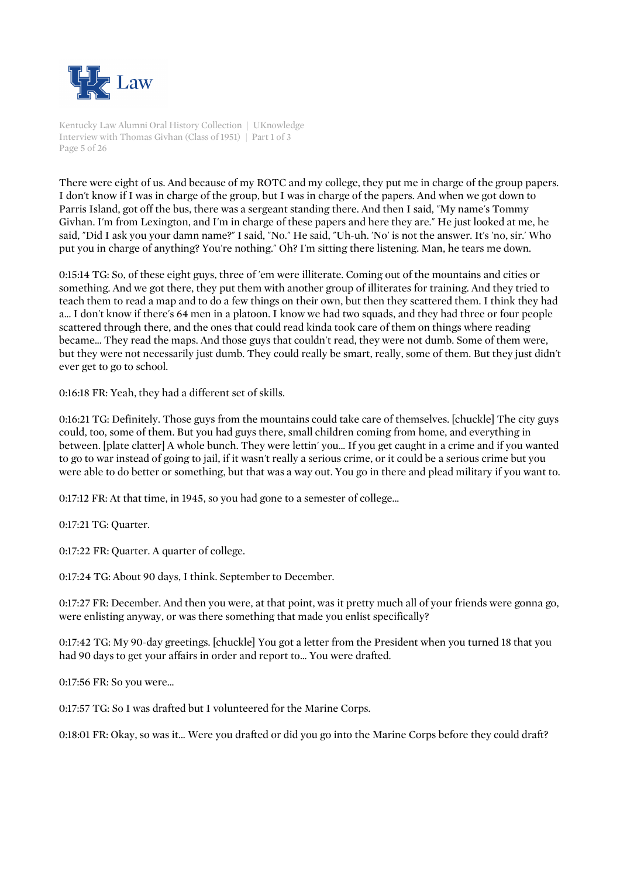There were eight of us. And because of my ROTC and my college, they put me in charge of the group papers. I don't know if I was in charge of the group, but I was in charge of the papers. And when we got down to Parris Island, got off the bus, there was a sergeant standing there. And then I said, "My name's Tommy Givhan. I'm from Lexington, and I'm in charge of these papers and here they are." He just looked at me, he said, "Did I ask you your damn name?" I said, "No." He said, "Uh-uh. 'No' is not the answer. It's 'no, sir.' Who put you in charge of anything? You're nothing." Oh? I'm sitting there listening. Man, he tears me down.

0:15:14 TG: So, of these eight guys, three of 'em were illiterate. Coming out of the mountains and cities or something. And we got there, they put them with another group of illiterates for training. And they tried to teach them to read a map and to do a few things on their own, but then they scattered them. I think they had a... I don't know if there's 64 men in a platoon. I know we had two squads, and they had three or four people scattered through there, and the ones that could read kinda took care of them on things where reading became... They read the maps. And those guys that couldn't read, they were not dumb. Some of them were, but they were not necessarily just dumb. They could really be smart, really, some of them. But they just didn't ever get to go to school.

0:16:18 FR: Yeah, they had a different set of skills.

0:16:21 TG: Definitely. Those guys from the mountains could take care of themselves. [chuckle] The city guys could, too, some of them. But you had guys there, small children coming from home, and everything in between. [plate clatter] A whole bunch. They were lettin' you... If you get caught in a crime and if you wanted to go to war instead of going to jail, if it wasn't really a serious crime, or it could be a serious crime but you were able to do better or something, but that was a way out. You go in there and plead military if you want to.

0:17:12 FR: At that time, in 1945, so you had gone to a semester of college...

0:17:21 TG: Quarter.

0:17:22 FR: Quarter. A quarter of college.

0:17:24 TG: About 90 days, I think. September to December.

0:17:27 FR: December. And then you were, at that point, was it pretty much all of your friends were gonna go, were enlisting anyway, or was there something that made you enlist specifically?

0:17:42 TG: My 90-day greetings. [chuckle] You got a letter from the President when you turned 18 that you had 90 days to get your affairs in order and report to... You were drafted.

0:17:56 FR: So you were...

0:17:57 TG: So I was drafted but I volunteered for the Marine Corps.

0:18:01 FR: Okay, so was it... Were you drafted or did you go into the Marine Corps before they could draft?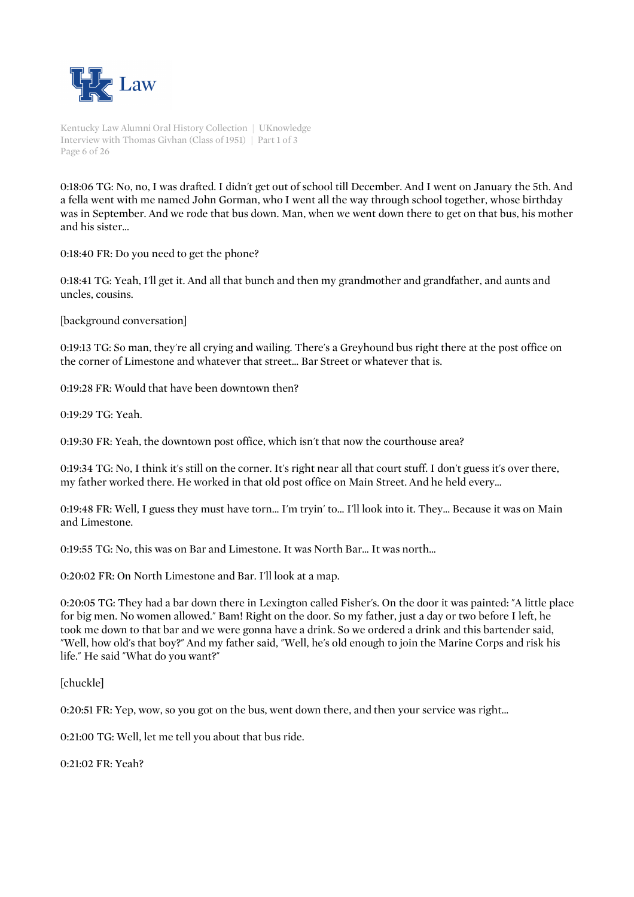0:18:06 TG: No, no, I was drafted. I didn't get out of school till December. And I went on January the 5th. And a fella went with me named John Gorman, who I went all the way through school together, whose birthday was in September. And we rode that bus down. Man, when we went down there to get on that bus, his mother and his sister...

0:18:40 FR: Do you need to get the phone?

0:18:41 TG: Yeah, I'll get it. And all that bunch and then my grandmother and grandfather, and aunts and uncles, cousins.

[background conversation]

0:19:13 TG: So man, they're all crying and wailing. There's a Greyhound bus right there at the post office on the corner of Limestone and whatever that street... Bar Street or whatever that is.

0:19:28 FR: Would that have been downtown then?

0:19:29 TG: Yeah.

0:19:30 FR: Yeah, the downtown post office, which isn't that now the courthouse area?

0:19:34 TG: No, I think it's still on the corner. It's right near all that court stuff. I don't guess it's over there, my father worked there. He worked in that old post office on Main Street. And he held every...

0:19:48 FR: Well, I guess they must have torn... I'm tryin' to... I'll look into it. They... Because it was on Main and Limestone.

0:19:55 TG: No, this was on Bar and Limestone. It was North Bar... It was north...

0:20:02 FR: On North Limestone and Bar. I'll look at a map.

0:20:05 TG: They had a bar down there in Lexington called Fisher's. On the door it was painted: "A little place for big men. No women allowed." Bam! Right on the door. So my father, just a day or two before I left, he took me down to that bar and we were gonna have a drink. So we ordered a drink and this bartender said, "Well, how old's that boy?" And my father said, "Well, he's old enough to join the Marine Corps and risk his life." He said "What do you want?"

[chuckle]

0:20:51 FR: Yep, wow, so you got on the bus, went down there, and then your service was right...

0:21:00 TG: Well, let me tell you about that bus ride.

0:21:02 FR: Yeah?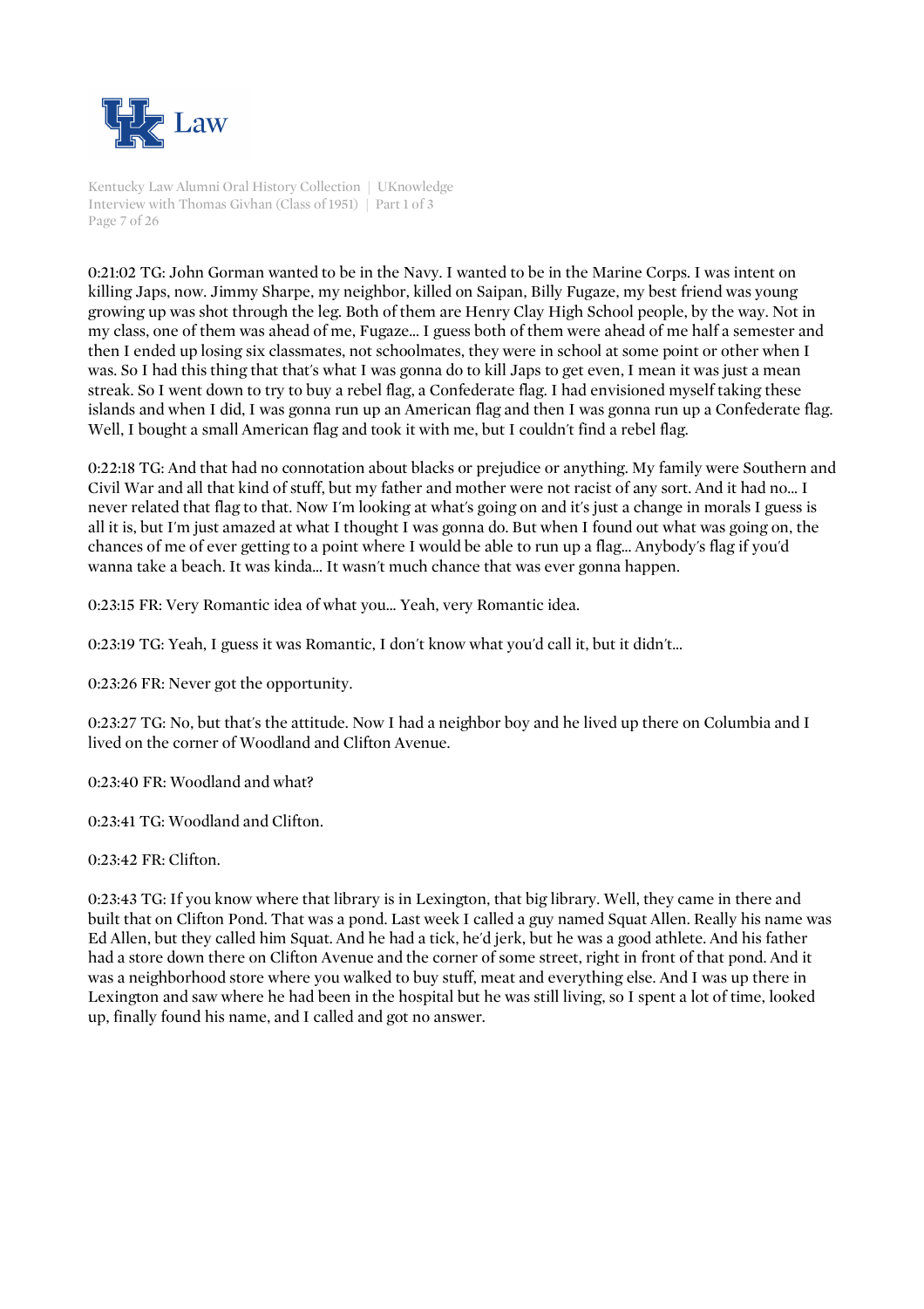0:21:02 TG: John Gorman wanted to be in the Navy. I wanted to be in the Marine Corps. I was intent on killing Japs, now. Jimmy Sharpe, my neighbor, killed on Saipan, Billy Fugaze, my best friend was young growing up was shot through the leg. Both of them are Henry Clay High School people, by the way. Not in my class, one of them was ahead of me, Fugaze... I guess both of them were ahead of me half a semester and then I ended up losing six classmates, not schoolmates, they were in school at some point or other when I was. So I had this thing that that's what I was gonna do to kill Japs to get even, I mean it was just a mean streak. So I went down to try to buy a rebel flag, a Confederate flag. I had envisioned myself taking these islands and when I did, I was gonna run up an American flag and then I was gonna run up a Confederate flag. Well, I bought a small American flag and took it with me, but I couldn't find a rebel flag.

0:22:18 TG: And that had no connotation about blacks or prejudice or anything. My family were Southern and Civil War and all that kind of stuff, but my father and mother were not racist of any sort. And it had no... I never related that flag to that. Now I'm looking at what's going on and it's just a change in morals I guess is all it is, but I'm just amazed at what I thought I was gonna do. But when I found out what was going on, the chances of me of ever getting to a point where I would be able to run up a flag... Anybody's flag if you'd wanna take a beach. It was kinda... It wasn't much chance that was ever gonna happen.

0:23:15 FR: Very Romantic idea of what you... Yeah, very Romantic idea.

0:23:19 TG: Yeah, I guess it was Romantic, I don't know what you'd call it, but it didn't...

0:23:26 FR: Never got the opportunity.

0:23:27 TG: No, but that's the attitude. Now I had a neighbor boy and he lived up there on Columbia and I lived on the corner of Woodland and Clifton Avenue.

0:23:40 FR: Woodland and what?

0:23:41 TG: Woodland and Clifton.

0:23:42 FR: Clifton.

0:23:43 TG: If you know where that library is in Lexington, that big library. Well, they came in there and built that on Clifton Pond. That was a pond. Last week I called a guy named Squat Allen. Really his name was Ed Allen, but they called him Squat. And he had a tick, he'd jerk, but he was a good athlete. And his father had a store down there on Clifton Avenue and the corner of some street, right in front of that pond. And it was a neighborhood store where you walked to buy stuff, meat and everything else. And I was up there in Lexington and saw where he had been in the hospital but he was still living, so I spent a lot of time, looked up, finally found his name, and I called and got no answer.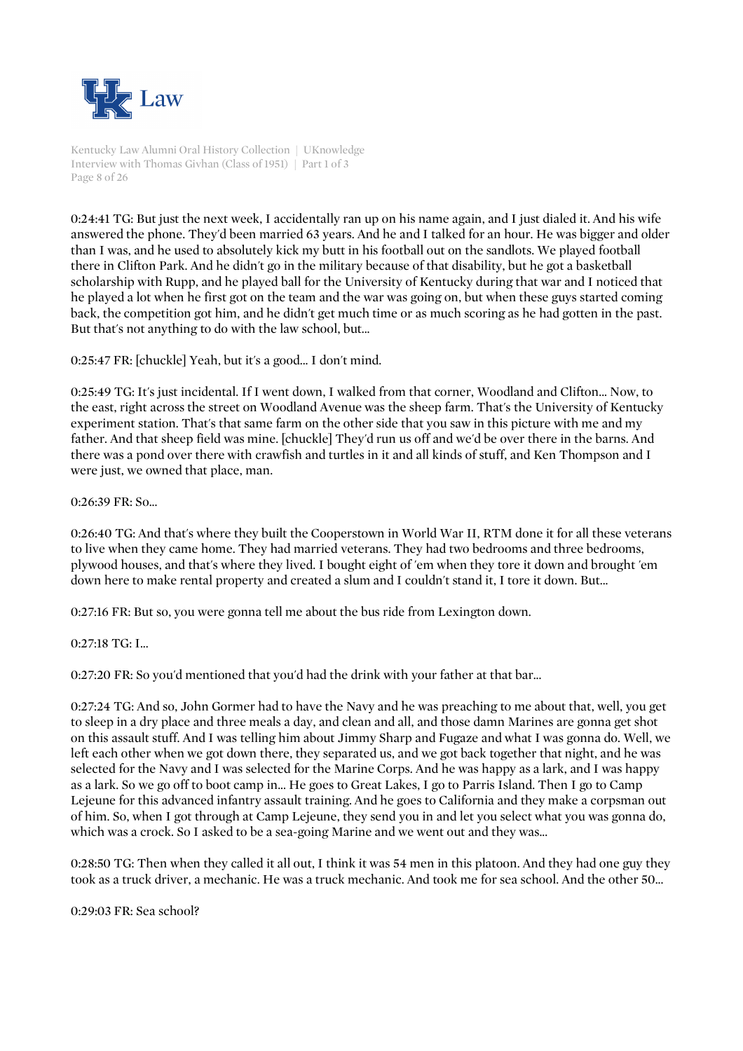0:24:41 TG: But just the next week, I accidentally ran up on his name again, and I just dialed it. And his wife answered the phone. They'd been married 63 years. And he and I talked for an hour. He was bigger and older than I was, and he used to absolutely kick my butt in his football out on the sandlots. We played football there in Clifton Park. And he didn't go in the military because of that disability, but he got a basketball scholarship with Rupp, and he played ball for the University of Kentucky during that war and I noticed that he played a lot when he first got on the team and the war was going on, but when these guys started coming back, the competition got him, and he didn't get much time or as much scoring as he had gotten in the past. But that's not anything to do with the law school, but...

0:25:47 FR: [chuckle] Yeah, but it's a good... I don't mind.

0:25:49 TG: It's just incidental. If I went down, I walked from that corner, Woodland and Clifton... Now, to the east, right across the street on Woodland Avenue was the sheep farm. That's the University of Kentucky experiment station. That's that same farm on the other side that you saw in this picture with me and my father. And that sheep field was mine. [chuckle] They'd run us off and we'd be over there in the barns. And there was a pond over there with crawfish and turtles in it and all kinds of stuff, and Ken Thompson and I were just, we owned that place, man.

0:26:39 FR: So...

0:26:40 TG: And that's where they built the Cooperstown in World War II, RTM done it for all these veterans to live when they came home. They had married veterans. They had two bedrooms and three bedrooms, plywood houses, and that's where they lived. I bought eight of 'em when they tore it down and brought 'em down here to make rental property and created a slum and I couldn't stand it, I tore it down. But...

0:27:16 FR: But so, you were gonna tell me about the bus ride from Lexington down.

0:27:18 TG: I...

0:27:20 FR: So you'd mentioned that you'd had the drink with your father at that bar...

0:27:24 TG: And so, John Gormer had to have the Navy and he was preaching to me about that, well, you get to sleep in a dry place and three meals a day, and clean and all, and those damn Marines are gonna get shot on this assault stuff. And I was telling him about Jimmy Sharp and Fugaze and what I was gonna do. Well, we left each other when we got down there, they separated us, and we got back together that night, and he was selected for the Navy and I was selected for the Marine Corps. And he was happy as a lark, and I was happy as a lark. So we go off to boot camp in... He goes to Great Lakes, I go to Parris Island. Then I go to Camp Lejeune for this advanced infantry assault training. And he goes to California and they make a corpsman out of him. So, when I got through at Camp Lejeune, they send you in and let you select what you was gonna do, which was a crock. So I asked to be a sea-going Marine and we went out and they was...

0:28:50 TG: Then when they called it all out, I think it was 54 men in this platoon. And they had one guy they took as a truck driver, a mechanic. He was a truck mechanic. And took me for sea school. And the other 50...

0:29:03 FR: Sea school?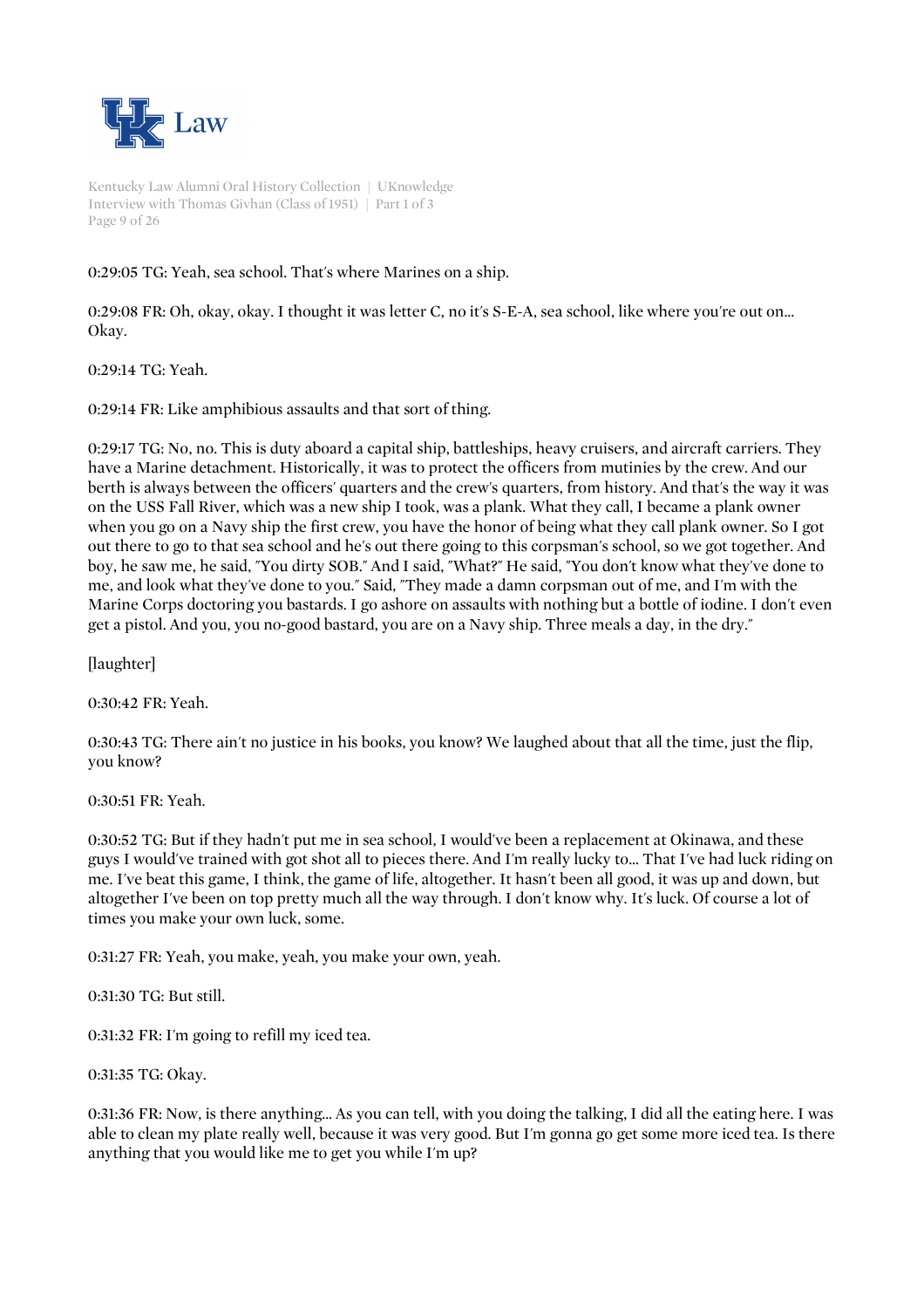0:29:05 TG: Yeah, sea school. That's where Marines on a ship.

0:29:08 FR: Oh, okay, okay. I thought it was letter C, no it's S-E-A, sea school, like where you're out on... Okay.

0:29:14 TG: Yeah.

0:29:14 FR: Like amphibious assaults and that sort of thing.

0:29:17 TG: No, no. This is duty aboard a capital ship, battleships, heavy cruisers, and aircraft carriers. They have a Marine detachment. Historically, it was to protect the officers from mutinies by the crew. And our berth is always between the officers' quarters and the crew's quarters, from history. And that's the way it was on the USS Fall River, which was a new ship I took, was a plank. What they call, I became a plank owner when you go on a Navy ship the first crew, you have the honor of being what they call plank owner. So I got out there to go to that sea school and he's out there going to this corpsman's school, so we got together. And boy, he saw me, he said, "You dirty SOB." And I said, "What?" He said, "You don't know what they've done to me, and look what they've done to you." Said, "They made a damn corpsman out of me, and I'm with the Marine Corps doctoring you bastards. I go ashore on assaults with nothing but a bottle of iodine. I don't even get a pistol. And you, you no-good bastard, you are on a Navy ship. Three meals a day, in the dry."

[laughter]

0:30:42 FR: Yeah.

0:30:43 TG: There ain't no justice in his books, you know? We laughed about that all the time, just the flip, you know?

0:30:51 FR: Yeah.

0:30:52 TG: But if they hadn't put me in sea school, I would've been a replacement at Okinawa, and these guys I would've trained with got shot all to pieces there. And I'm really lucky to... That I've had luck riding on me. I've beat this game, I think, the game of life, altogether. It hasn't been all good, it was up and down, but altogether I've been on top pretty much all the way through. I don't know why. It's luck. Of course a lot of times you make your own luck, some.

0:31:27 FR: Yeah, you make, yeah, you make your own, yeah.

0:31:30 TG: But still.

0:31:32 FR: I'm going to refill my iced tea.

0:31:35 TG: Okay.

0:31:36 FR: Now, is there anything... As you can tell, with you doing the talking, I did all the eating here. I was able to clean my plate really well, because it was very good. But I'm gonna go get some more iced tea. Is there anything that you would like me to get you while I'm up?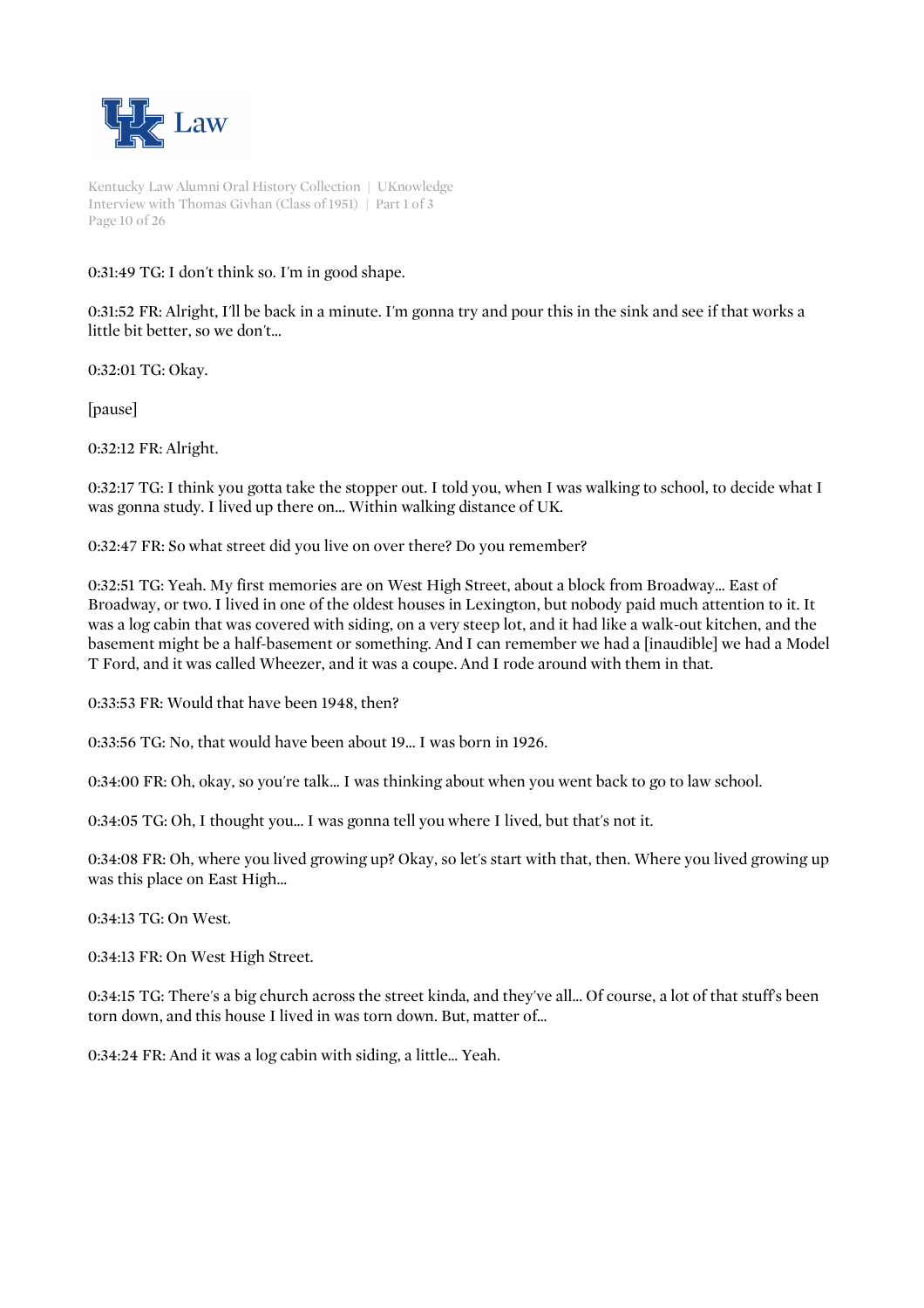0:31:49 TG: I don't think so. I'm in good shape.

0:31:52 FR: Alright, I'll be back in a minute. I'm gonna try and pour this in the sink and see if that works a little bit better, so we don't...

0:32:01 TG: Okay.

[pause]

0:32:12 FR: Alright.

0:32:17 TG: I think you gotta take the stopper out. I told you, when I was walking to school, to decide what I was gonna study. I lived up there on... Within walking distance of UK.

0:32:47 FR: So what street did you live on over there? Do you remember?

0:32:51 TG: Yeah. My first memories are on West High Street, about a block from Broadway... East of Broadway, or two. I lived in one of the oldest houses in Lexington, but nobody paid much attention to it. It was a log cabin that was covered with siding, on a very steep lot, and it had like a walk-out kitchen, and the basement might be a half-basement or something. And I can remember we had a [inaudible] we had a Model T Ford, and it was called Wheezer, and it was a coupe. And I rode around with them in that.

0:33:53 FR: Would that have been 1948, then?

0:33:56 TG: No, that would have been about 19... I was born in 1926.

0:34:00 FR: Oh, okay, so you're talk... I was thinking about when you went back to go to law school.

0:34:05 TG: Oh, I thought you... I was gonna tell you where I lived, but that's not it.

0:34:08 FR: Oh, where you lived growing up? Okay, so let's start with that, then. Where you lived growing up was this place on East High...

0:34:13 TG: On West.

0:34:13 FR: On West High Street.

0:34:15 TG: There's a big church across the street kinda, and they've all... Of course, a lot of that stuff's been torn down, and this house I lived in was torn down. But, matter of...

0:34:24 FR: And it was a log cabin with siding, a little... Yeah.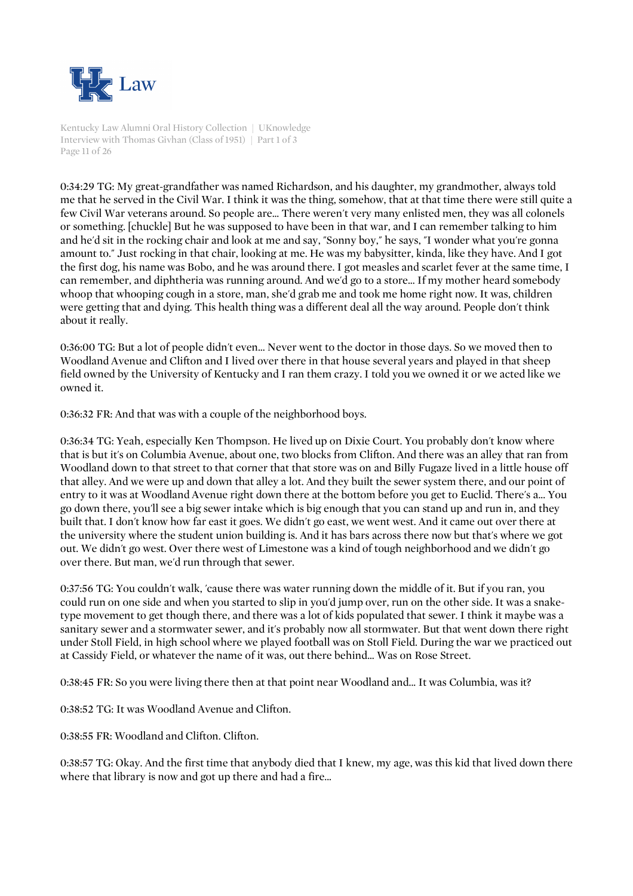0:34:29 TG: My great-grandfather was named Richardson, and his daughter, my grandmother, always told me that he served in the Civil War. I think it was the thing, somehow, that at that time there were still quite a few Civil War veterans around. So people are... There weren't very many enlisted men, they was all colonels or something. [chuckle] But he was supposed to have been in that war, and I can remember talking to him and he'd sit in the rocking chair and look at me and say, "Sonny boy," he says, "I wonder what you're gonna amount to." Just rocking in that chair, looking at me. He was my babysitter, kinda, like they have. And I got the first dog, his name was Bobo, and he was around there. I got measles and scarlet fever at the same time, I can remember, and diphtheria was running around. And we'd go to a store... If my mother heard somebody whoop that whooping cough in a store, man, she'd grab me and took me home right now. It was, children were getting that and dying. This health thing was a different deal all the way around. People don't think about it really.

0:36:00 TG: But a lot of people didn't even... Never went to the doctor in those days. So we moved then to Woodland Avenue and Clifton and I lived over there in that house several years and played in that sheep field owned by the University of Kentucky and I ran them crazy. I told you we owned it or we acted like we owned it.

0:36:32 FR: And that was with a couple of the neighborhood boys.

0:36:34 TG: Yeah, especially Ken Thompson. He lived up on Dixie Court. You probably don't know where that is but it's on Columbia Avenue, about one, two blocks from Clifton. And there was an alley that ran from Woodland down to that street to that corner that that store was on and Billy Fugaze lived in a little house off that alley. And we were up and down that alley a lot. And they built the sewer system there, and our point of entry to it was at Woodland Avenue right down there at the bottom before you get to Euclid. There's a... You go down there, you'll see a big sewer intake which is big enough that you can stand up and run in, and they built that. I don't know how far east it goes. We didn't go east, we went west. And it came out over there at the university where the student union building is. And it has bars across there now but that's where we got out. We didn't go west. Over there west of Limestone was a kind of tough neighborhood and we didn't go over there. But man, we'd run through that sewer.

0:37:56 TG: You couldn't walk, 'cause there was water running down the middle of it. But if you ran, you could run on one side and when you started to slip in you'd jump over, run on the other side. It was a snake-type movement to get though there, and there was a lot of kids populated that sewer. I think it maybe was a sanitary sewer and a stormwater sewer, and it's probably now all stormwater. But that went down there right under Stoll Field, in high school where we played football was on Stoll Field. During the war we practiced out at Cassidy Field, or whatever the name of it was, out there behind... Was on Rose Street.

0:38:45 FR: So you were living there then at that point near Woodland and... It was Columbia, was it?

0:38:52 TG: It was Woodland Avenue and Clifton.

0:38:55 FR: Woodland and Clifton. Clifton.

0:38:57 TG: Okay. And the first time that anybody died that I knew, my age, was this kid that lived down there where that library is now and got up there and had a fire...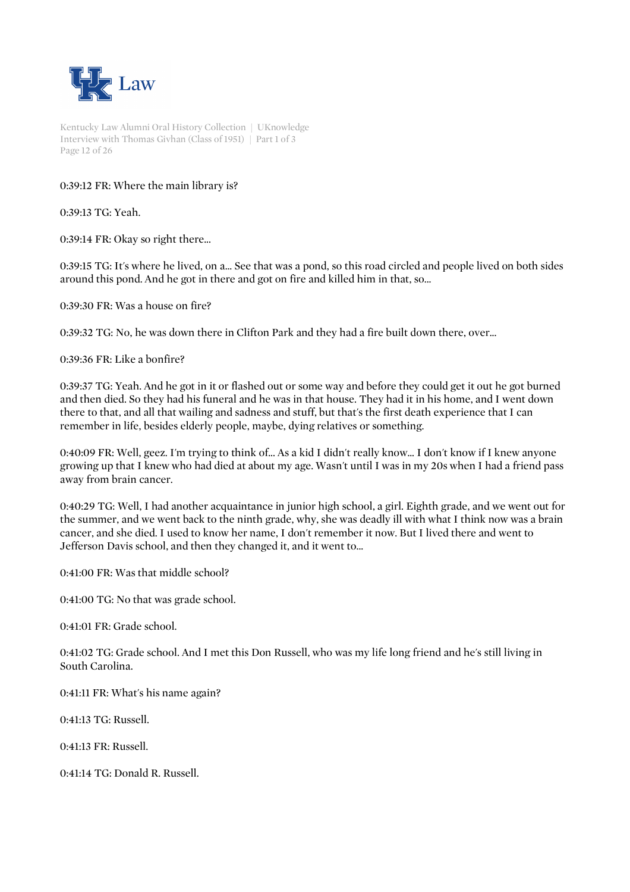0:39:12 FR: Where the main library is?

0:39:13 TG: Yeah.

0:39:14 FR: Okay so right there…

0:39:15 TG: It's where he lived, on a… See that was a pond, so this road circled and people lived on both sides around this pond. And he got in there and got on fire and killed him in that, so…

0:39:30 FR: Was a house on fire?

0:39:32 TG: No, he was down there in Clifton Park and they had a fire built down there, over…

0:39:36 FR: Like a bonfire?

0:39:37 TG: Yeah. And he got in it or flashed out or some way and before they could get it out he got burned and then died. So they had his funeral and he was in that house. They had it in his home, and I went down there to that, and all that wailing and sadness and stuff, but that's the first death experience that I can remember in life, besides elderly people, maybe, dying relatives or something.

0:40:09 FR: Well, geez. I'm trying to think of… As a kid I didn't really know… I don't know if I knew anyone growing up that I knew who had died at about my age. Wasn't until I was in my 20s when I had a friend pass away from brain cancer.

0:40:29 TG: Well, I had another acquaintance in junior high school, a girl. Eighth grade, and we went out for the summer, and we went back to the ninth grade, why, she was deadly ill with what I think now was a brain cancer, and she died. I used to know her name, I don't remember it now. But I lived there and went to Jefferson Davis school, and then they changed it, and it went to…

0:41:00 FR: Was that middle school?

0:41:00 TG: No that was grade school.

0:41:01 FR: Grade school.

0:41:02 TG: Grade school. And I met this Don Russell, who was my life long friend and he's still living in South Carolina.

0:41:11 FR: What's his name again?

0:41:13 TG: Russell.

0:41:13 FR: Russell.

0:41:14 TG: Donald R. Russell.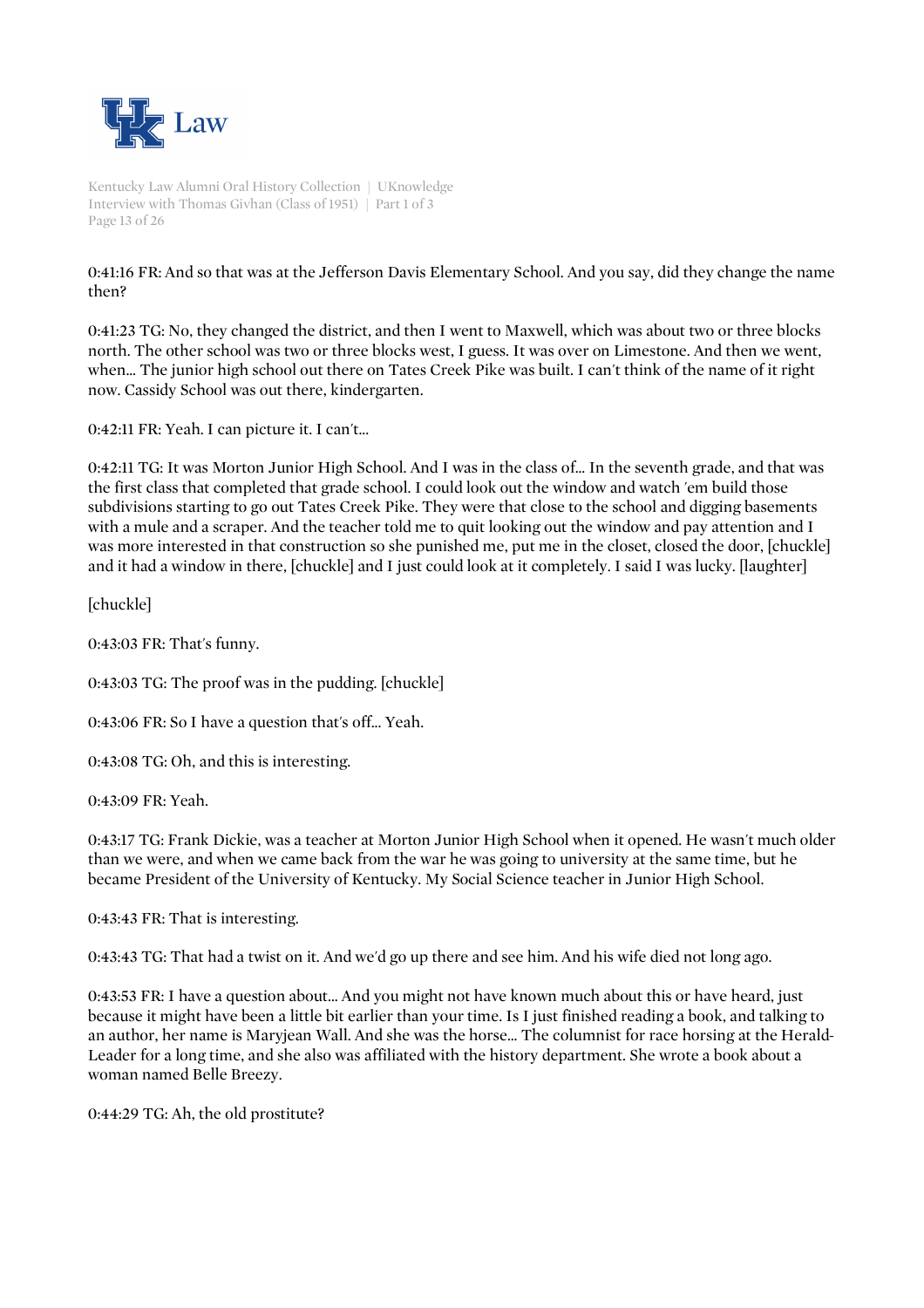0:41:16 FR: And so that was at the Jefferson Davis Elementary School. And you say, did they change the name then?

0:41:23 TG: No, they changed the district, and then I went to Maxwell, which was about two or three blocks north. The other school was two or three blocks west, I guess. It was over on Limestone. And then we went, when... The junior high school out there on Tates Creek Pike was built. I can't think of the name of it right now. Cassidy School was out there, kindergarten.

0:42:11 FR: Yeah. I can picture it. I can't...

0:42:11 TG: It was Morton Junior High School. And I was in the class of... In the seventh grade, and that was the first class that completed that grade school. I could look out the window and watch 'em build those subdivisions starting to go out Tates Creek Pike. They were that close to the school and digging basements with a mule and a scraper. And the teacher told me to quit looking out the window and pay attention and I was more interested in that construction so she punished me, put me in the closet, closed the door, [chuckle] and it had a window in there, [chuckle] and I just could look at it completely. I said I was lucky. [laughter]

[chuckle]

0:43:03 FR: That's funny.

0:43:03 TG: The proof was in the pudding. [chuckle]

0:43:06 FR: So I have a question that's off... Yeah.

0:43:08 TG: Oh, and this is interesting.

0:43:09 FR: Yeah.

0:43:17 TG: Frank Dickie, was a teacher at Morton Junior High School when it opened. He wasn't much older than we were, and when we came back from the war he was going to university at the same time, but he became President of the University of Kentucky. My Social Science teacher in Junior High School.

0:43:43 FR: That is interesting.

0:43:43 TG: That had a twist on it. And we'd go up there and see him. And his wife died not long ago.

0:43:53 FR: I have a question about... And you might not have known much about this or have heard, just because it might have been a little bit earlier than your time. Is I just finished reading a book, and talking to an author, her name is Maryjean Wall. And she was the horse... The columnist for race horsing at the Herald-Leader for a long time, and she also was affiliated with the history department. She wrote a book about a woman named Belle Breezy.

0:44:29 TG: Ah, the old prostitute?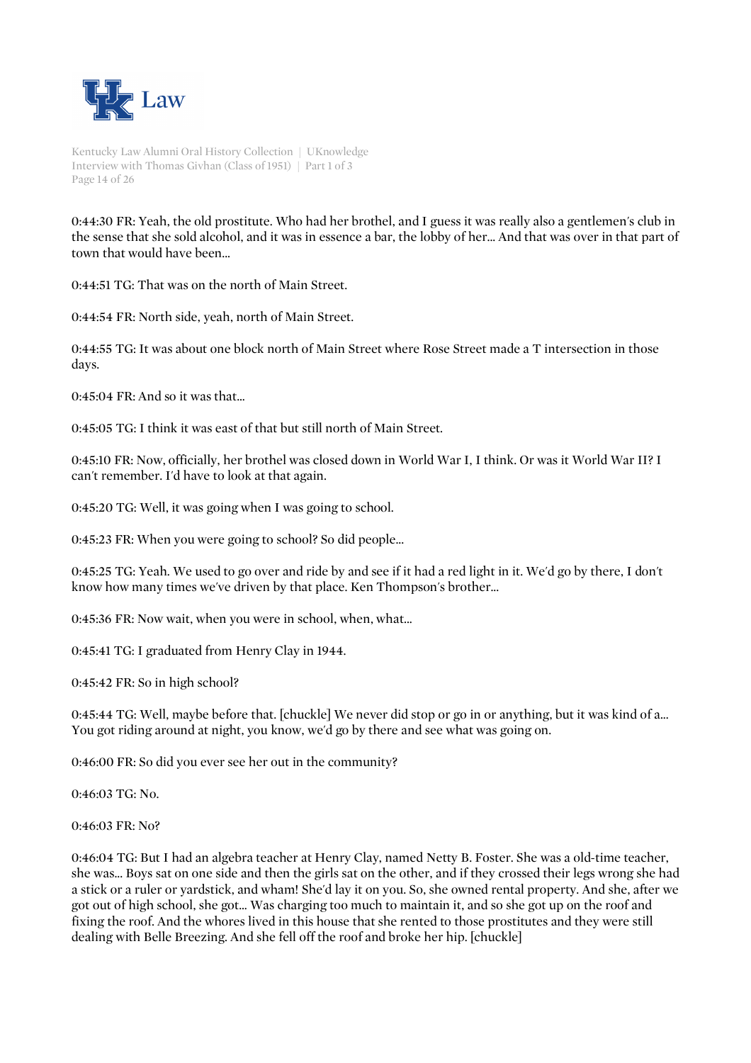0:44:30 FR: Yeah, the old prostitute. Who had her brothel, and I guess it was really also a gentlemen's club in the sense that she sold alcohol, and it was in essence a bar, the lobby of her... And that was over in that part of town that would have been...

0:44:51 TG: That was on the north of Main Street.

0:44:54 FR: North side, yeah, north of Main Street.

0:44:55 TG: It was about one block north of Main Street where Rose Street made a T intersection in those days.

0:45:04 FR: And so it was that...

0:45:05 TG: I think it was east of that but still north of Main Street.

0:45:10 FR: Now, officially, her brothel was closed down in World War I, I think. Or was it World War II? I can't remember. I'd have to look at that again.

0:45:20 TG: Well, it was going when I was going to school.

0:45:23 FR: When you were going to school? So did people...

0:45:25 TG: Yeah. We used to go over and ride by and see if it had a red light in it. We'd go by there, I don't know how many times we've driven by that place. Ken Thompson's brother...

0:45:36 FR: Now wait, when you were in school, when, what...

0:45:41 TG: I graduated from Henry Clay in 1944.

0:45:42 FR: So in high school?

0:45:44 TG: Well, maybe before that. [chuckle] We never did stop or go in or anything, but it was kind of a... You got riding around at night, you know, we'd go by there and see what was going on.

0:46:00 FR: So did you ever see her out in the community?

0:46:03 TG: No.

0:46:03 FR: No?

0:46:04 TG: But I had an algebra teacher at Henry Clay, named Netty B. Foster. She was a old-time teacher, she was... Boys sat on one side and then the girls sat on the other, and if they crossed their legs wrong she had a stick or a ruler or yardstick, and wham! She'd lay it on you. So, she owned rental property. And she, after we got out of high school, she got... Was charging too much to maintain it, and so she got up on the roof and fixing the roof. And the whores lived in this house that she rented to those prostitutes and they were still dealing with Belle Breezing. And she fell off the roof and broke her hip. [chuckle]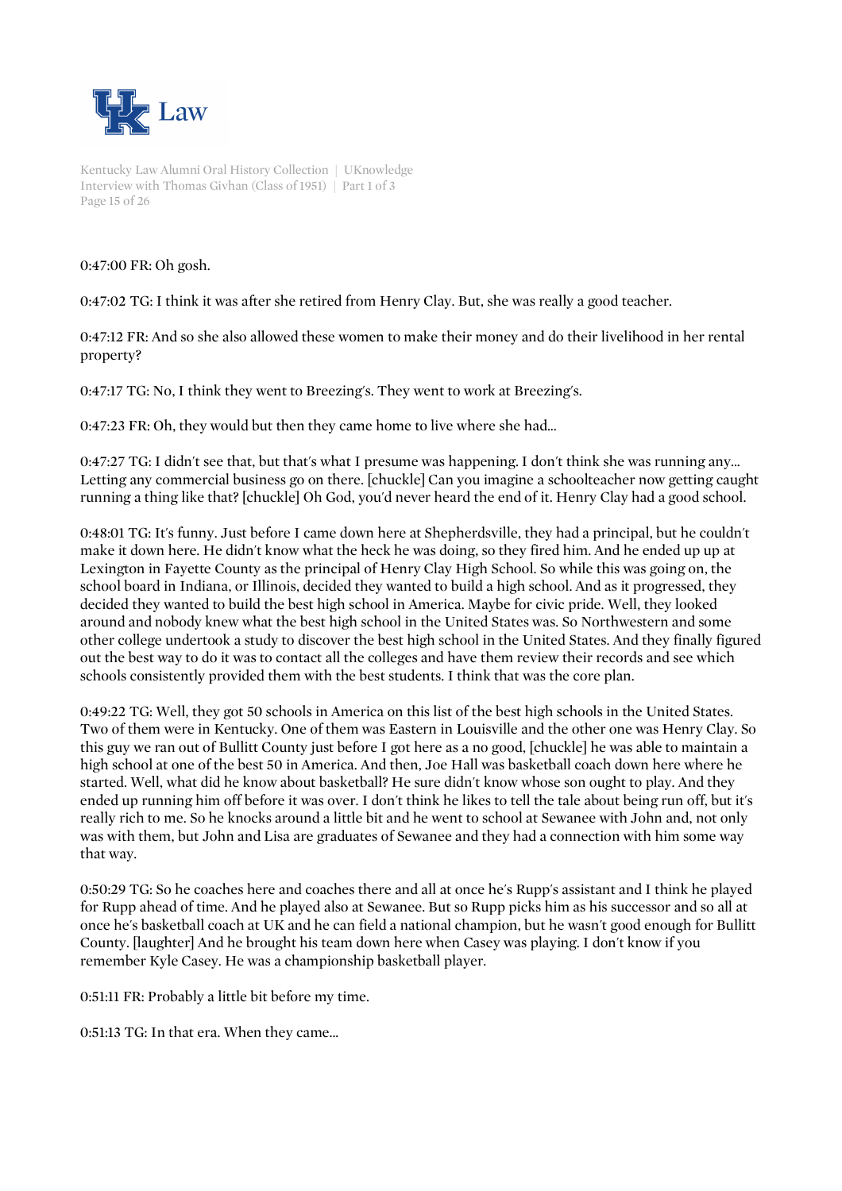0:47:00 FR: Oh gosh.

0:47:02 TG: I think it was after she retired from Henry Clay. But, she was really a good teacher.

0:47:12 FR: And so she also allowed these women to make their money and do their livelihood in her rental property?

0:47:17 TG: No, I think they went to Breezing's. They went to work at Breezing's.

0:47:23 FR: Oh, they would but then they came home to live where she had...

0:47:27 TG: I didn't see that, but that's what I presume was happening. I don't think she was running any... Letting any commercial business go on there. [chuckle] Can you imagine a schoolteacher now getting caught running a thing like that? [chuckle] Oh God, you'd never heard the end of it. Henry Clay had a good school.

0:48:01 TG: It's funny. Just before I came down here at Shepherdsville, they had a principal, but he couldn't make it down here. He didn't know what the heck he was doing, so they fired him. And he ended up up at Lexington in Fayette County as the principal of Henry Clay High School. So while this was going on, the school board in Indiana, or Illinois, decided they wanted to build a high school. And as it progressed, they decided they wanted to build the best high school in America. Maybe for civic pride. Well, they looked around and nobody knew what the best high school in the United States was. So Northwestern and some other college undertook a study to discover the best high school in the United States. And they finally figured out the best way to do it was to contact all the colleges and have them review their records and see which schools consistently provided them with the best students. I think that was the core plan.

0:49:22 TG: Well, they got 50 schools in America on this list of the best high schools in the United States. Two of them were in Kentucky. One of them was Eastern in Louisville and the other one was Henry Clay. So this guy we ran out of Bullitt County just before I got here as a no good, [chuckle] he was able to maintain a high school at one of the best 50 in America. And then, Joe Hall was basketball coach down here where he started. Well, what did he know about basketball? He sure didn't know whose son ought to play. And they ended up running him off before it was over. I don't think he likes to tell the tale about being run off, but it's really rich to me. So he knocks around a little bit and he went to school at Sewanee with John and, not only was with them, but John and Lisa are graduates of Sewanee and they had a connection with him some way that way.

0:50:29 TG: So he coaches here and coaches there and all at once he's Rupp's assistant and I think he played for Rupp ahead of time. And he played also at Sewanee. But so Rupp picks him as his successor and so all at once he's basketball coach at UK and he can field a national champion, but he wasn't good enough for Bullitt County. [laughter] And he brought his team down here when Casey was playing. I don't know if you remember Kyle Casey. He was a championship basketball player.

0:51:11 FR: Probably a little bit before my time.

0:51:13 TG: In that era. When they came...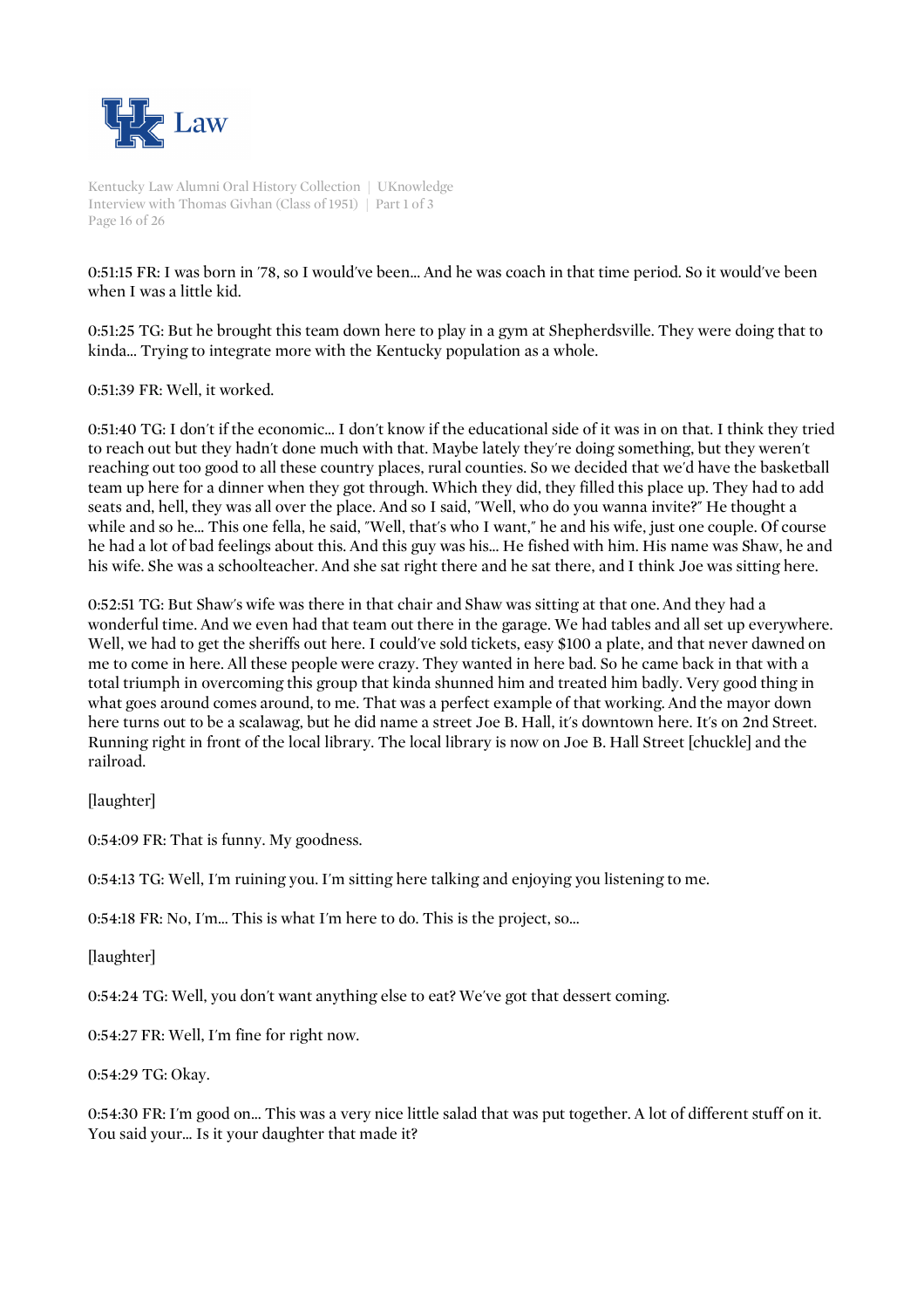0:51:15 FR: I was born in '78, so I would've been... And he was coach in that time period. So it would've been when I was a little kid.

0:51:25 TG: But he brought this team down here to play in a gym at Shepherdsville. They were doing that to kinda... Trying to integrate more with the Kentucky population as a whole.

0:51:39 FR: Well, it worked.

0:51:40 TG: I don't if the economic... I don't know if the educational side of it was in on that. I think they tried to reach out but they hadn't done much with that. Maybe lately they're doing something, but they weren't reaching out too good to all these country places, rural counties. So we decided that we'd have the basketball team up here for a dinner when they got through. Which they did, they filled this place up. They had to add seats and, hell, they was all over the place. And so I said, "Well, who do you wanna invite?" He thought a while and so he... This one fella, he said, "Well, that's who I want," he and his wife, just one couple. Of course he had a lot of bad feelings about this. And this guy was his... He fished with him. His name was Shaw, he and his wife. She was a schoolteacher. And she sat right there and he sat there, and I think Joe was sitting here.

0:52:51 TG: But Shaw's wife was there in that chair and Shaw was sitting at that one. And they had a wonderful time. And we even had that team out there in the garage. We had tables and all set up everywhere. Well, we had to get the sheriffs out here. I could've sold tickets, easy $100 a plate, and that never dawned on me to come in here. All these people were crazy. They wanted in here bad. So he came back in that with a total triumph in overcoming this group that kinda shunned him and treated him badly. Very good thing in what goes around comes around, to me. That was a perfect example of that working. And the mayor down here turns out to be a scalawag, but he did name a street Joe B. Hall, it's downtown here. It's on 2nd Street. Running right in front of the local library. The local library is now on Joe B. Hall Street [chuckle] and the railroad.

[laughter]

0:54:09 FR: That is funny. My goodness.

0:54:13 TG: Well, I'm ruining you. I'm sitting here talking and enjoying you listening to me.

0:54:18 FR: No, I'm... This is what I'm here to do. This is the project, so...

[laughter]

0:54:24 TG: Well, you don't want anything else to eat? We've got that dessert coming.

0:54:27 FR: Well, I'm fine for right now.

0:54:29 TG: Okay.

0:54:30 FR: I'm good on... This was a very nice little salad that was put together. A lot of different stuff on it. You said your... Is it your daughter that made it?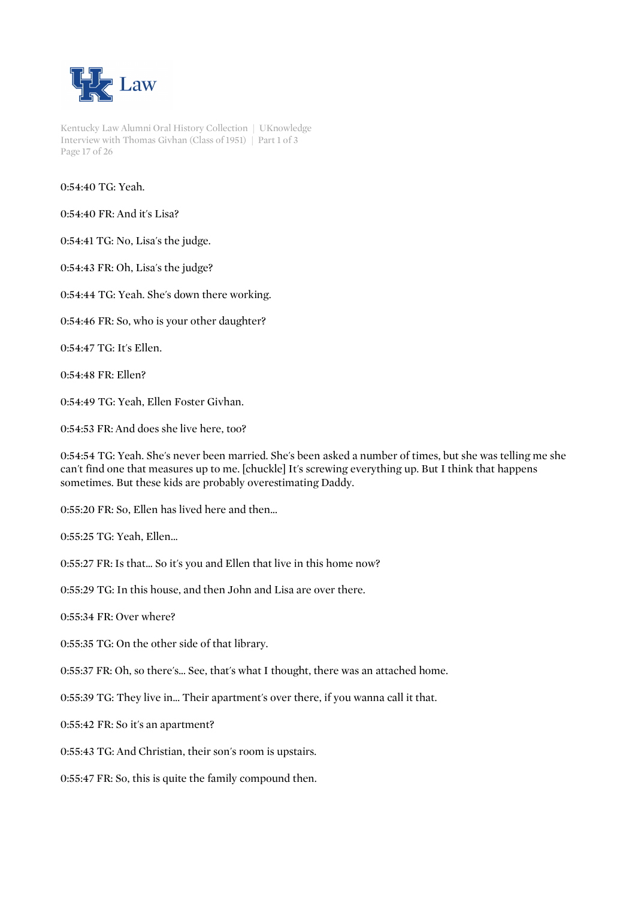0:54:40 TG: Yeah.

0:54:40 FR: And it's Lisa?

0:54:41 TG: No, Lisa's the judge.

0:54:43 FR: Oh, Lisa's the judge?

0:54:44 TG: Yeah. She's down there working.

0:54:46 FR: So, who is your other daughter?

0:54:47 TG: It's Ellen.

0:54:48 FR: Ellen?

0:54:49 TG: Yeah, Ellen Foster Givhan.

0:54:53 FR: And does she live here, too?

0:54:54 TG: Yeah. She's never been married. She's been asked a number of times, but she was telling me she can't find one that measures up to me. [chuckle] It's screwing everything up. But I think that happens sometimes. But these kids are probably overestimating Daddy.

0:55:20 FR: So, Ellen has lived here and then...

0:55:25 TG: Yeah, Ellen...

0:55:27 FR: Is that... So it's you and Ellen that live in this home now?

0:55:29 TG: In this house, and then John and Lisa are over there.

0:55:34 FR: Over where?

0:55:35 TG: On the other side of that library.

0:55:37 FR: Oh, so there's... See, that's what I thought, there was an attached home.

0:55:39 TG: They live in... Their apartment's over there, if you wanna call it that.

0:55:42 FR: So it's an apartment?

0:55:43 TG: And Christian, their son's room is upstairs.

0:55:47 FR: So, this is quite the family compound then.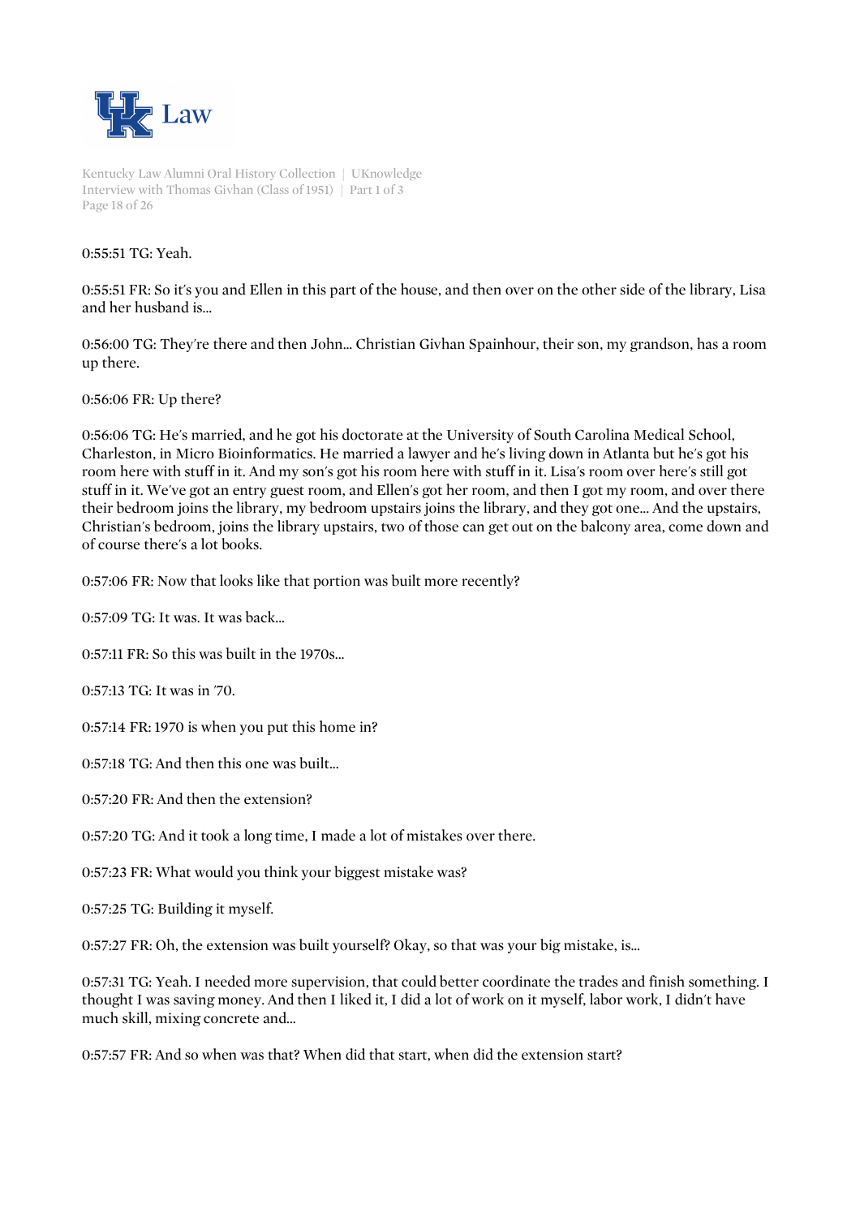0:55:51 TG: Yeah.

0:55:51 FR: So it's you and Ellen in this part of the house, and then over on the other side of the library, Lisa and her husband is...

0:56:00 TG: They're there and then John... Christian Givhan Spainhour, their son, my grandson, has a room up there.

0:56:06 FR: Up there?

0:56:06 TG: He's married, and he got his doctorate at the University of South Carolina Medical School, Charleston, in Micro Bioinformatics. He married a lawyer and he's living down in Atlanta but he's got his room here with stuff in it. And my son's got his room here with stuff in it. Lisa's room over here's still got stuff in it. We've got an entry guest room, and Ellen's got her room, and then I got my room, and over there their bedroom joins the library, my bedroom upstairs joins the library, and they got one... And the upstairs, Christian's bedroom, joins the library upstairs, two of those can get out on the balcony area, come down and of course there's a lot books.

0:57:06 FR: Now that looks like that portion was built more recently?

0:57:09 TG: It was. It was back...

0:57:11 FR: So this was built in the 1970s...

0:57:13 TG: It was in '70.

0:57:14 FR: 1970 is when you put this home in?

0:57:18 TG: And then this one was built...

0:57:20 FR: And then the extension?

0:57:20 TG: And it took a long time, I made a lot of mistakes over there.

0:57:23 FR: What would you think your biggest mistake was?

0:57:25 TG: Building it myself.

0:57:27 FR: Oh, the extension was built yourself? Okay, so that was your big mistake, is...

0:57:31 TG: Yeah. I needed more supervision, that could better coordinate the trades and finish something. I thought I was saving money. And then I liked it, I did a lot of work on it myself, labor work, I didn't have much skill, mixing concrete and...

0:57:57 FR: And so when was that? When did that start, when did the extension start?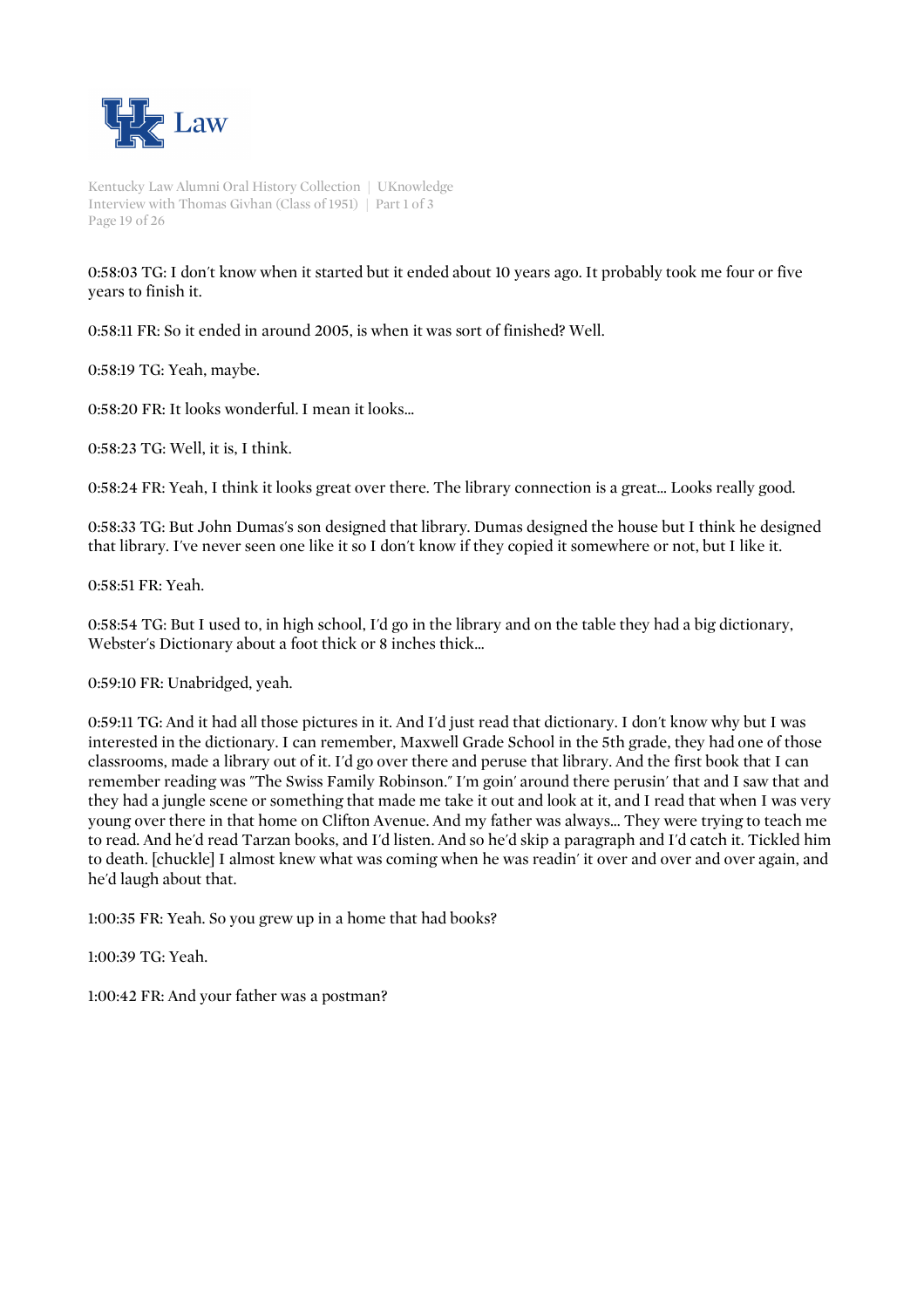0:58:03 TG: I don't know when it started but it ended about 10 years ago. It probably took me four or five years to finish it.

0:58:11 FR: So it ended in around 2005, is when it was sort of finished? Well.

0:58:19 TG: Yeah, maybe.

0:58:20 FR: It looks wonderful. I mean it looks...

0:58:23 TG: Well, it is, I think.

0:58:24 FR: Yeah, I think it looks great over there. The library connection is a great... Looks really good.

0:58:33 TG: But John Dumas's son designed that library. Dumas designed the house but I think he designed that library. I've never seen one like it so I don't know if they copied it somewhere or not, but I like it.

0:58:51 FR: Yeah.

0:58:54 TG: But I used to, in high school, I'd go in the library and on the table they had a big dictionary, Webster's Dictionary about a foot thick or 8 inches thick...

0:59:10 FR: Unabridged, yeah.

0:59:11 TG: And it had all those pictures in it. And I'd just read that dictionary. I don't know why but I was interested in the dictionary. I can remember, Maxwell Grade School in the 5th grade, they had one of those classrooms, made a library out of it. I'd go over there and peruse that library. And the first book that I can remember reading was "The Swiss Family Robinson." I'm goin' around there perusin' that and I saw that and they had a jungle scene or something that made me take it out and look at it, and I read that when I was very young over there in that home on Clifton Avenue. And my father was always... They were trying to teach me to read. And he'd read Tarzan books, and I'd listen. And so he'd skip a paragraph and I'd catch it. Tickled him to death. [chuckle] I almost knew what was coming when he was readin' it over and over and over again, and he'd laugh about that.

1:00:35 FR: Yeah. So you grew up in a home that had books?

1:00:39 TG: Yeah.

1:00:42 FR: And your father was a postman?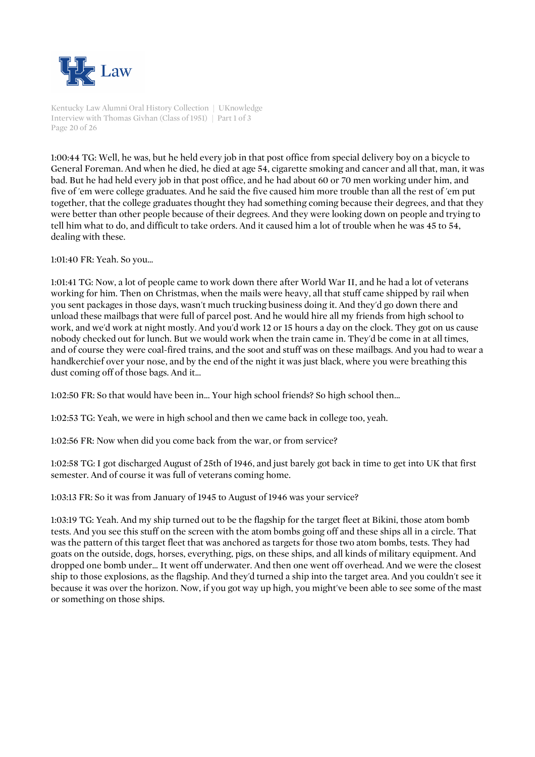1:00:44 TG: Well, he was, but he held every job in that post office from special delivery boy on a bicycle to General Foreman. And when he died, he died at age 54, cigarette smoking and cancer and all that, man, it was bad. But he had held every job in that post office, and he had about 60 or 70 men working under him, and five of 'em were college graduates. And he said the five caused him more trouble than all the rest of 'em put together, that the college graduates thought they had something coming because their degrees, and that they were better than other people because of their degrees. And they were looking down on people and trying to tell him what to do, and difficult to take orders. And it caused him a lot of trouble when he was 45 to 54, dealing with these.

1:01:40 FR: Yeah. So you...

1:01:41 TG: Now, a lot of people came to work down there after World War II, and he had a lot of veterans working for him. Then on Christmas, when the mails were heavy, all that stuff came shipped by rail when you sent packages in those days, wasn't much trucking business doing it. And they'd go down there and unload these mailbags that were full of parcel post. And he would hire all my friends from high school to work, and we'd work at night mostly. And you'd work 12 or 15 hours a day on the clock. They got on us cause nobody checked out for lunch. But we would work when the train came in. They'd be come in at all times, and of course they were coal-fired trains, and the soot and stuff was on these mailbags. And you had to wear a handkerchief over your nose, and by the end of the night it was just black, where you were breathing this dust coming off of those bags. And it...

1:02:50 FR: So that would have been in... Your high school friends? So high school then...

1:02:53 TG: Yeah, we were in high school and then we came back in college too, yeah.

1:02:56 FR: Now when did you come back from the war, or from service?

1:02:58 TG: I got discharged August of 25th of 1946, and just barely got back in time to get into UK that first semester. And of course it was full of veterans coming home.

1:03:13 FR: So it was from January of 1945 to August of 1946 was your service?

1:03:19 TG: Yeah. And my ship turned out to be the flagship for the target fleet at Bikini, those atom bomb tests. And you see this stuff on the screen with the atom bombs going off and these ships all in a circle. That was the pattern of this target fleet that was anchored as targets for those two atom bombs, tests. They had goats on the outside, dogs, horses, everything, pigs, on these ships, and all kinds of military equipment. And dropped one bomb under... It went off underwater. And then one went off overhead. And we were the closest ship to those explosions, as the flagship. And they'd turned a ship into the target area. And you couldn't see it because it was over the horizon. Now, if you got way up high, you might've been able to see some of the mast or something on those ships.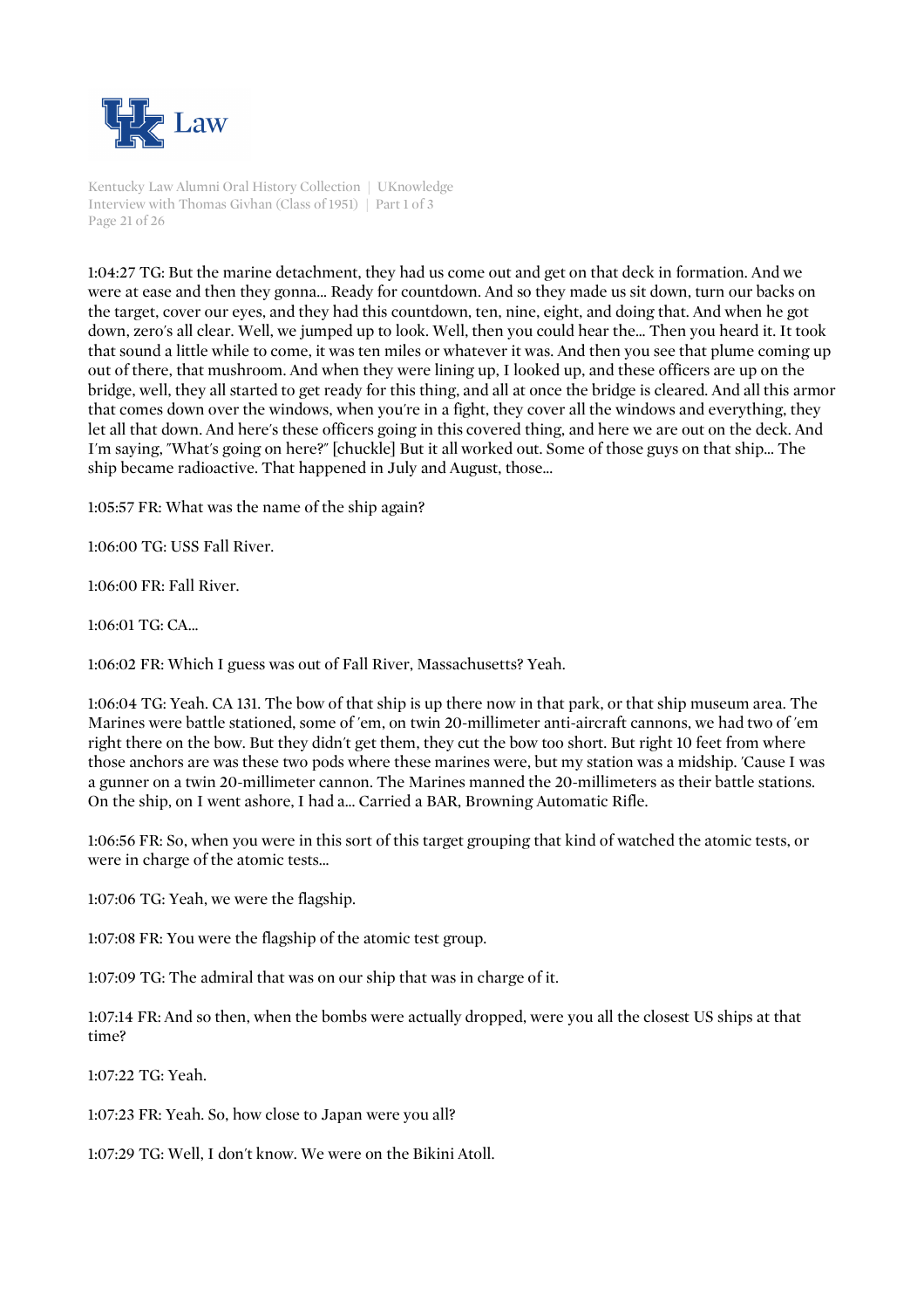1:04:27 TG: But the marine detachment, they had us come out and get on that deck in formation. And we were at ease and then they gonna... Ready for countdown. And so they made us sit down, turn our backs on the target, cover our eyes, and they had this countdown, ten, nine, eight, and doing that. And when he got down, zero's all clear. Well, we jumped up to look. Well, then you could hear the... Then you heard it. It took that sound a little while to come, it was ten miles or whatever it was. And then you see that plume coming up out of there, that mushroom. And when they were lining up, I looked up, and these officers are up on the bridge, well, they all started to get ready for this thing, and all at once the bridge is cleared. And all this armor that comes down over the windows, when you're in a fight, they cover all the windows and everything, they let all that down. And here's these officers going in this covered thing, and here we are out on the deck. And I'm saying, "What's going on here?" [chuckle] But it all worked out. Some of those guys on that ship... The ship became radioactive. That happened in July and August, those...

1:05:57 FR: What was the name of the ship again?

1:06:00 TG: USS Fall River.

1:06:00 FR: Fall River.

1:06:01 TG: CA...

1:06:02 FR: Which I guess was out of Fall River, Massachusetts? Yeah.

1:06:04 TG: Yeah. CA 131. The bow of that ship is up there now in that park, or that ship museum area. The Marines were battle stationed, some of 'em, on twin 20-millimeter anti-aircraft cannons, we had two of 'em right there on the bow. But they didn't get them, they cut the bow too short. But right 10 feet from where those anchors are was these two pods where these marines were, but my station was a midship. 'Cause I was a gunner on a twin 20-millimeter cannon. The Marines manned the 20-millimeters as their battle stations. On the ship, on I went ashore, I had a... Carried a BAR, Browning Automatic Rifle.

1:06:56 FR: So, when you were in this sort of this target grouping that kind of watched the atomic tests, or were in charge of the atomic tests...

1:07:06 TG: Yeah, we were the flagship.

1:07:08 FR: You were the flagship of the atomic test group.

1:07:09 TG: The admiral that was on our ship that was in charge of it.

1:07:14 FR: And so then, when the bombs were actually dropped, were you all the closest US ships at that time?

1:07:22 TG: Yeah.

1:07:23 FR: Yeah. So, how close to Japan were you all?

1:07:29 TG: Well, I don't know. We were on the Bikini Atoll.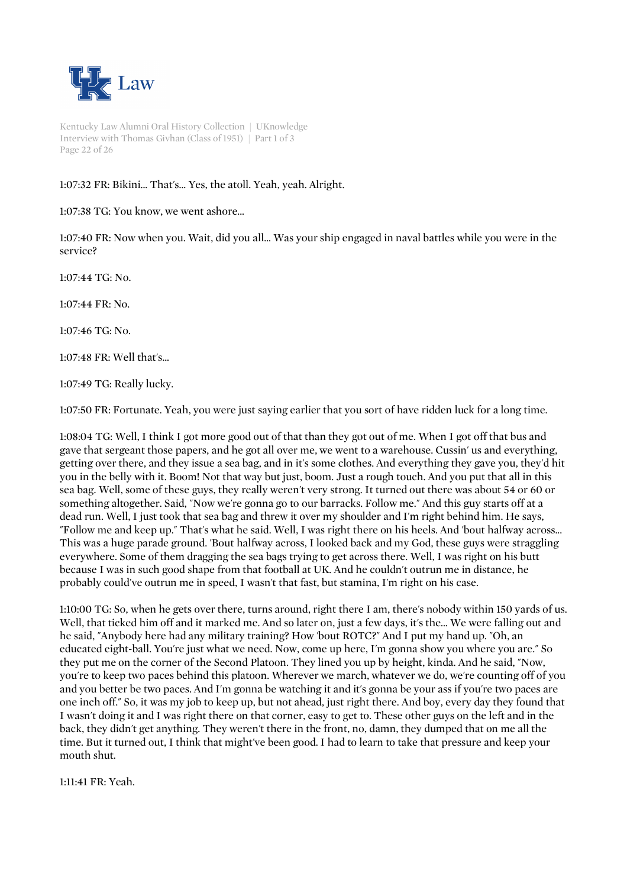1:07:32 FR: Bikini... That's... Yes, the atoll. Yeah, yeah. Alright.

1:07:38 TG: You know, we went ashore...

1:07:40 FR: Now when you. Wait, did you all... Was your ship engaged in naval battles while you were in the service?

1:07:44 TG: No.

1:07:44 FR: No.

1:07:46 TG: No.

1:07:48 FR: Well that's...

1:07:49 TG: Really lucky.

1:07:50 FR: Fortunate. Yeah, you were just saying earlier that you sort of have ridden luck for a long time.

1:08:04 TG: Well, I think I got more good out of that than they got out of me. When I got off that bus and gave that sergeant those papers, and he got all over me, we went to a warehouse. Cussin' us and everything, getting over there, and they issue a sea bag, and in it's some clothes. And everything they gave you, they'd hit you in the belly with it. Boom! Not that way but just, boom. Just a rough touch. And you put that all in this sea bag. Well, some of these guys, they really weren't very strong. It turned out there was about 54 or 60 or something altogether. Said, "Now we're gonna go to our barracks. Follow me." And this guy starts off at a dead run. Well, I just took that sea bag and threw it over my shoulder and I'm right behind him. He says, "Follow me and keep up." That's what he said. Well, I was right there on his heels. And 'bout halfway across... This was a huge parade ground. 'Bout halfway across, I looked back and my God, these guys were straggling everywhere. Some of them dragging the sea bags trying to get across there. Well, I was right on his butt because I was in such good shape from that football at UK. And he couldn't outrun me in distance, he probably could've outrun me in speed, I wasn't that fast, but stamina, I'm right on his case.

1:10:00 TG: So, when he gets over there, turns around, right there I am, there's nobody within 150 yards of us. Well, that ticked him off and it marked me. And so later on, just a few days, it's the... We were falling out and he said, "Anybody here had any military training? How 'bout ROTC?" And I put my hand up. "Oh, an educated eight-ball. You're just what we need. Now, come up here, I'm gonna show you where you are." So they put me on the corner of the Second Platoon. They lined you up by height, kinda. And he said, "Now, you're to keep two paces behind this platoon. Wherever we march, whatever we do, we're counting off of you and you better be two paces. And I'm gonna be watching it and it's gonna be your ass if you're two paces are one inch off." So, it was my job to keep up, but not ahead, just right there. And boy, every day they found that I wasn't doing it and I was right there on that corner, easy to get to. These other guys on the left and in the back, they didn't get anything. They weren't there in the front, no, damn, they dumped that on me all the time. But it turned out, I think that might've been good. I had to learn to take that pressure and keep your mouth shut.

1:11:41 FR: Yeah.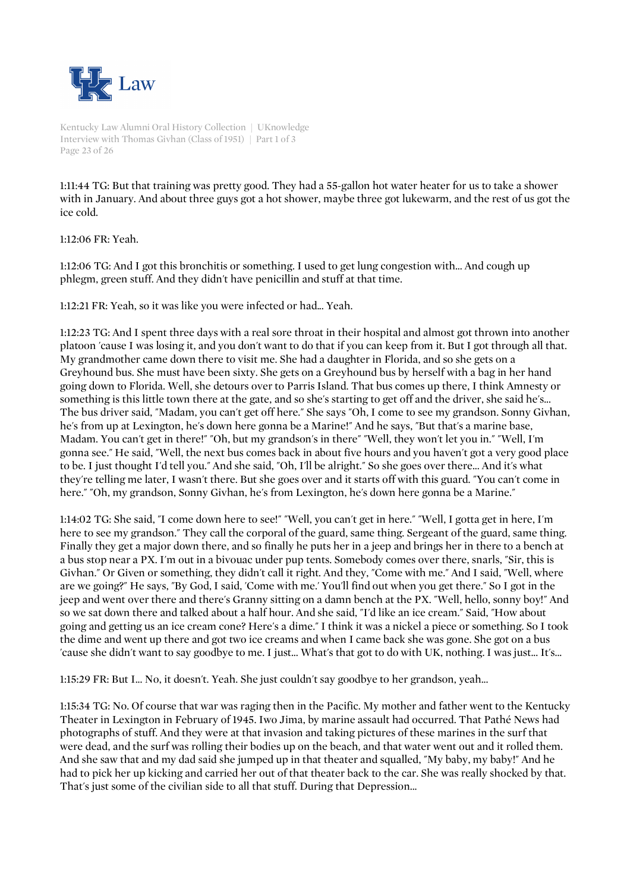1:11:44 TG: But that training was pretty good. They had a 55-gallon hot water heater for us to take a shower with in January. And about three guys got a hot shower, maybe three got lukewarm, and the rest of us got the ice cold.

1:12:06 FR: Yeah.

1:12:06 TG: And I got this bronchitis or something. I used to get lung congestion with... And cough up phlegm, green stuff. And they didn't have penicillin and stuff at that time.

1:12:21 FR: Yeah, so it was like you were infected or had... Yeah.

1:12:23 TG: And I spent three days with a real sore throat in their hospital and almost got thrown into another platoon 'cause I was losing it, and you don't want to do that if you can keep from it. But I got through all that. My grandmother came down there to visit me. She had a daughter in Florida, and so she gets on a Greyhound bus. She must have been sixty. She gets on a Greyhound bus by herself with a bag in her hand going down to Florida. Well, she detours over to Parris Island. That bus comes up there, I think Amnesty or something is this little town there at the gate, and so she's starting to get off and the driver, she said he's... The bus driver said, "Madam, you can't get off here." She says "Oh, I come to see my grandson. Sonny Givhan, he's from up at Lexington, he's down here gonna be a Marine!" And he says, "But that's a marine base, Madam. You can't get in there!" "Oh, but my grandson's in there" "Well, they won't let you in." "Well, I'm gonna see." He said, "Well, the next bus comes back in about five hours and you haven't got a very good place to be. I just thought I'd tell you." And she said, "Oh, I'll be alright." So she goes over there... And it's what they're telling me later, I wasn't there. But she goes over and it starts off with this guard. "You can't come in here." "Oh, my grandson, Sonny Givhan, he's from Lexington, he's down here gonna be a Marine."

1:14:02 TG: She said, "I come down here to see!" "Well, you can't get in here." "Well, I gotta get in here, I'm here to see my grandson." They call the corporal of the guard, same thing. Sergeant of the guard, same thing. Finally they get a major down there, and so finally he puts her in a jeep and brings her in there to a bench at a bus stop near a PX. I'm out in a bivouac under pup tents. Somebody comes over there, snarls, "Sir, this is Givhan." Or Given or something, they didn't call it right. And they, "Come with me." And I said, "Well, where are we going?" He says, "By God, I said, 'Come with me.' You'll find out when you get there." So I got in the jeep and went over there and there's Granny sitting on a damn bench at the PX. "Well, hello, sonny boy!" And so we sat down there and talked about a half hour. And she said, "I'd like an ice cream." Said, "How about going and getting us an ice cream cone? Here's a dime." I think it was a nickel a piece or something. So I took the dime and went up there and got two ice creams and when I came back she was gone. She got on a bus 'cause she didn't want to say goodbye to me. I just... What's that got to do with UK, nothing. I was just... It's...

1:15:29 FR: But I... No, it doesn't. Yeah. She just couldn't say goodbye to her grandson, yeah...

1:15:34 TG: No. Of course that war was raging then in the Pacific. My mother and father went to the Kentucky Theater in Lexington in February of 1945. Iwo Jima, by marine assault had occurred. That Pathé News had photographs of stuff. And they were at that invasion and taking pictures of these marines in the surf that were dead, and the surf was rolling their bodies up on the beach, and that water went out and it rolled them. And she saw that and my dad said she jumped up in that theater and squalled, "My baby, my baby!" And he had to pick her up kicking and carried her out of that theater back to the car. She was really shocked by that. That's just some of the civilian side to all that stuff. During that Depression...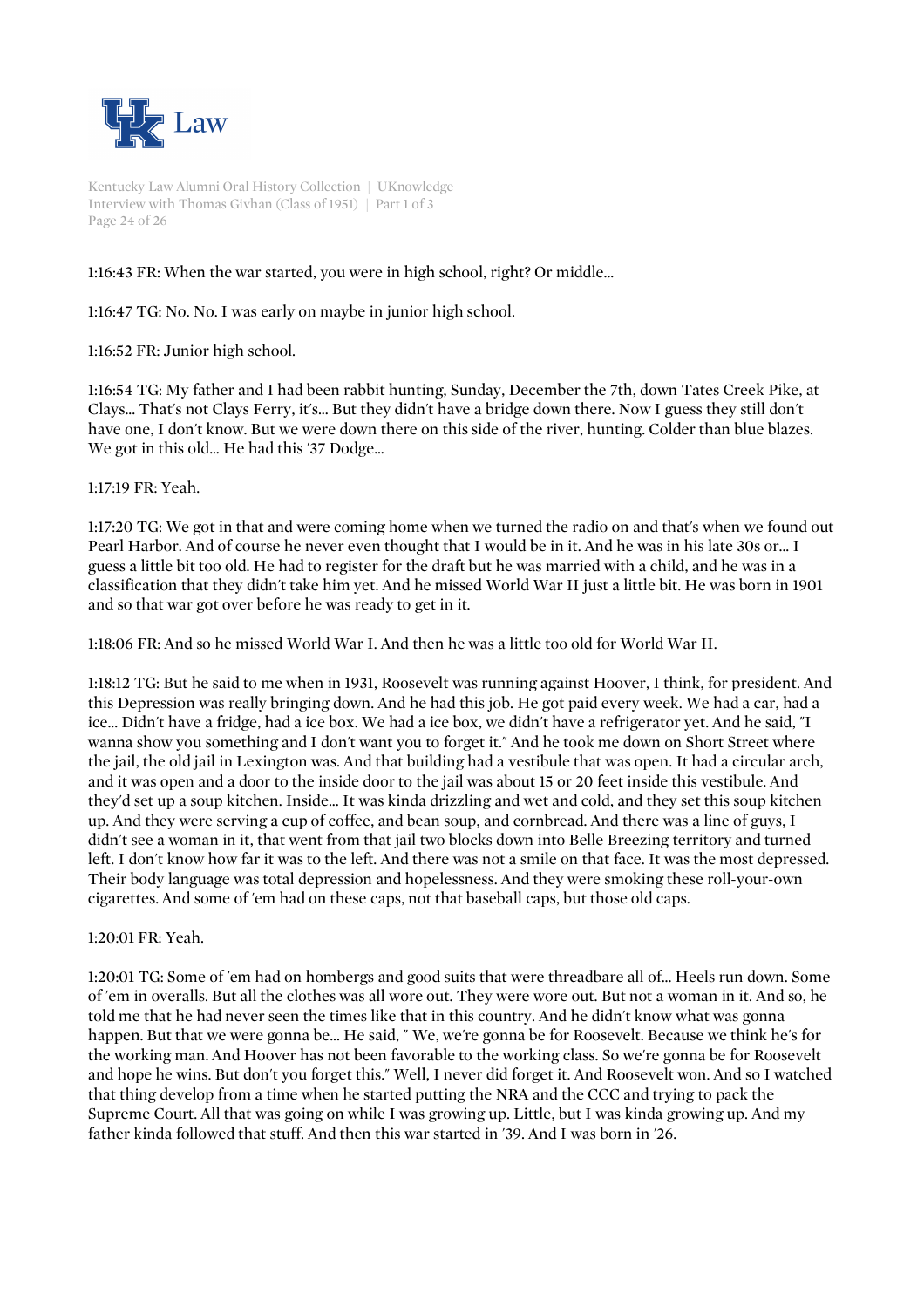1:16:43 FR: When the war started, you were in high school, right? Or middle...

1:16:47 TG: No. No. I was early on maybe in junior high school.

1:16:52 FR: Junior high school.

1:16:54 TG: My father and I had been rabbit hunting, Sunday, December the 7th, down Tates Creek Pike, at Clays... That's not Clays Ferry, it's... But they didn't have a bridge down there. Now I guess they still don't have one, I don't know. But we were down there on this side of the river, hunting. Colder than blue blazes. We got in this old... He had this '37 Dodge...

1:17:19 FR: Yeah.

1:17:20 TG: We got in that and were coming home when we turned the radio on and that's when we found out Pearl Harbor. And of course he never even thought that I would be in it. And he was in his late 30s or... I guess a little bit too old. He had to register for the draft but he was married with a child, and he was in a classification that they didn't take him yet. And he missed World War II just a little bit. He was born in 1901 and so that war got over before he was ready to get in it.

1:18:06 FR: And so he missed World War I. And then he was a little too old for World War II.

1:18:12 TG: But he said to me when in 1931, Roosevelt was running against Hoover, I think, for president. And this Depression was really bringing down. And he had this job. He got paid every week. We had a car, had a ice... Didn't have a fridge, had a ice box. We had a ice box, we didn't have a refrigerator yet. And he said, "I wanna show you something and I don't want you to forget it." And he took me down on Short Street where the jail, the old jail in Lexington was. And that building had a vestibule that was open. It had a circular arch, and it was open and a door to the inside door to the jail was about 15 or 20 feet inside this vestibule. And they'd set up a soup kitchen. Inside... It was kinda drizzling and wet and cold, and they set this soup kitchen up. And they were serving a cup of coffee, and bean soup, and cornbread. And there was a line of guys, I didn't see a woman in it, that went from that jail two blocks down into Belle Breezing territory and turned left. I don't know how far it was to the left. And there was not a smile on that face. It was the most depressed. Their body language was total depression and hopelessness. And they were smoking these roll-your-own cigarettes. And some of 'em had on these caps, not that baseball caps, but those old caps.

1:20:01 FR: Yeah.

1:20:01 TG: Some of 'em had on hombergs and good suits that were threadbare all of... Heels run down. Some of 'em in overalls. But all the clothes was all wore out. They were wore out. But not a woman in it. And so, he told me that he had never seen the times like that in this country. And he didn't know what was gonna happen. But that we were gonna be... He said, " We, we're gonna be for Roosevelt. Because we think he's for the working man. And Hoover has not been favorable to the working class. So we're gonna be for Roosevelt and hope he wins. But don't you forget this." Well, I never did forget it. And Roosevelt won. And so I watched that thing develop from a time when he started putting the NRA and the CCC and trying to pack the Supreme Court. All that was going on while I was growing up. Little, but I was kinda growing up. And my father kinda followed that stuff. And then this war started in '39. And I was born in '26.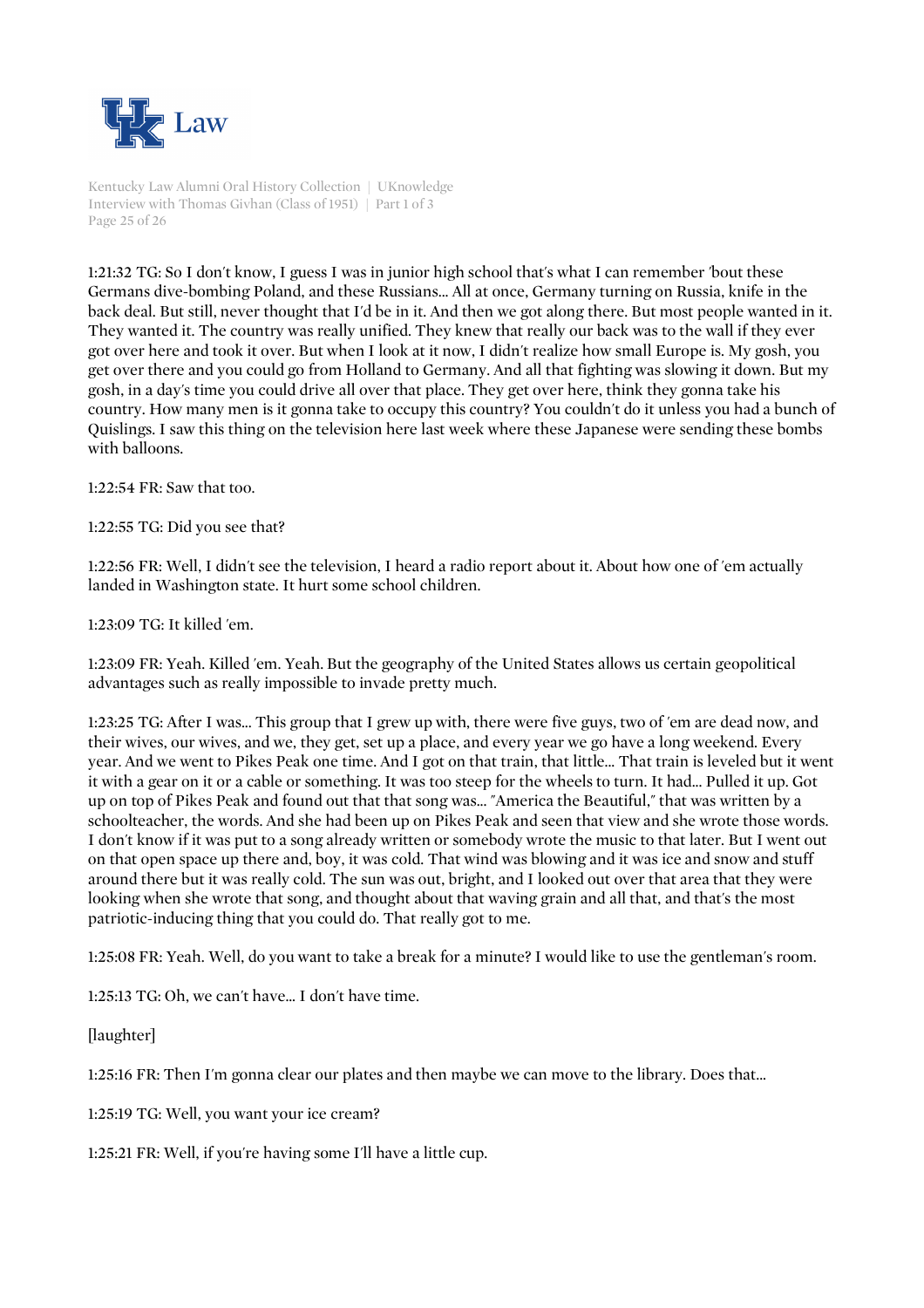1:21:32 TG: So I don't know, I guess I was in junior high school that's what I can remember 'bout these Germans dive-bombing Poland, and these Russians... All at once, Germany turning on Russia, knife in the back deal. But still, never thought that I'd be in it. And then we got along there. But most people wanted in it. They wanted it. The country was really unified. They knew that really our back was to the wall if they ever got over here and took it over. But when I look at it now, I didn't realize how small Europe is. My gosh, you get over there and you could go from Holland to Germany. And all that fighting was slowing it down. But my gosh, in a day's time you could drive all over that place. They get over here, think they gonna take his country. How many men is it gonna take to occupy this country? You couldn't do it unless you had a bunch of Quislings. I saw this thing on the television here last week where these Japanese were sending these bombs with balloons.

1:22:54 FR: Saw that too.

1:22:55 TG: Did you see that?

1:22:56 FR: Well, I didn't see the television, I heard a radio report about it. About how one of 'em actually landed in Washington state. It hurt some school children.

1:23:09 TG: It killed 'em.

1:23:09 FR: Yeah. Killed 'em. Yeah. But the geography of the United States allows us certain geopolitical advantages such as really impossible to invade pretty much.

1:23:25 TG: After I was... This group that I grew up with, there were five guys, two of 'em are dead now, and their wives, our wives, and we, they get, set up a place, and every year we go have a long weekend. Every year. And we went to Pikes Peak one time. And I got on that train, that little... That train is leveled but it went it with a gear on it or a cable or something. It was too steep for the wheels to turn. It had... Pulled it up. Got up on top of Pikes Peak and found out that that song was... "America the Beautiful," that was written by a schoolteacher, the words. And she had been up on Pikes Peak and seen that view and she wrote those words. I don't know if it was put to a song already written or somebody wrote the music to that later. But I went out on that open space up there and, boy, it was cold. That wind was blowing and it was ice and snow and stuff around there but it was really cold. The sun was out, bright, and I looked out over that area that they were looking when she wrote that song, and thought about that waving grain and all that, and that's the most patriotic-inducing thing that you could do. That really got to me.

1:25:08 FR: Yeah. Well, do you want to take a break for a minute? I would like to use the gentleman's room.

1:25:13 TG: Oh, we can't have... I don't have time.

[laughter]

1:25:16 FR: Then I'm gonna clear our plates and then maybe we can move to the library. Does that...

1:25:19 TG: Well, you want your ice cream?

1:25:21 FR: Well, if you're having some I'll have a little cup.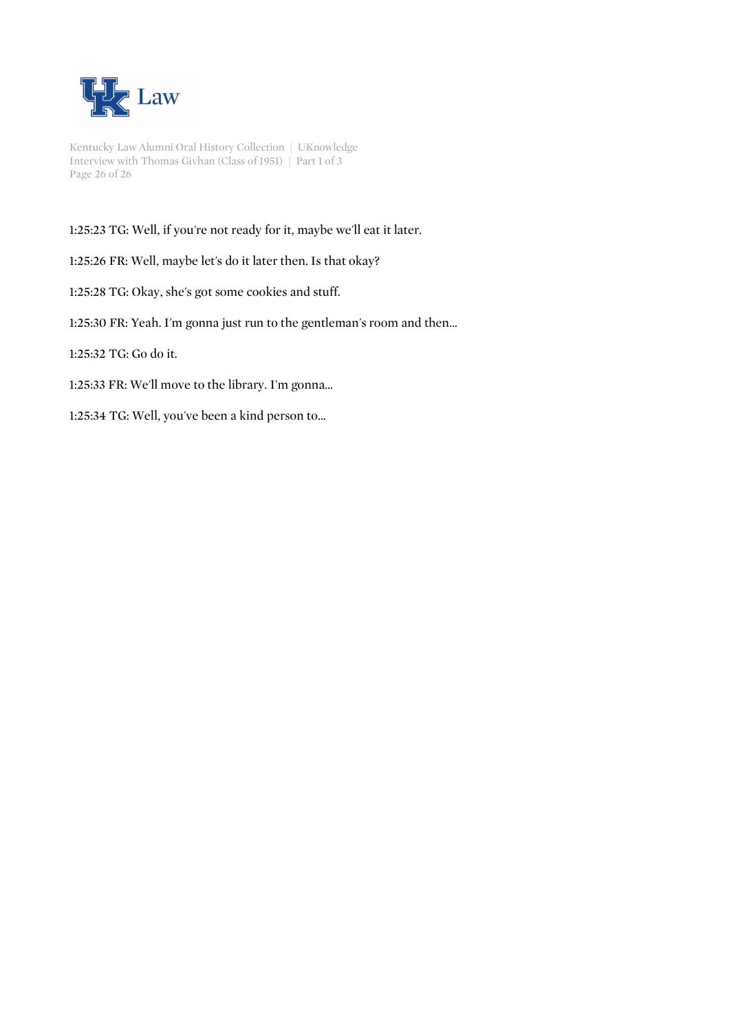1:25:23 TG: Well, if you're not ready for it, maybe we'll eat it later.

1:25:26 FR: Well, maybe let's do it later then. Is that okay?

1:25:28 TG: Okay, she's got some cookies and stuff.

1:25:30 FR: Yeah. I'm gonna just run to the gentleman's room and then...

1:25:32 TG: Go do it.

1:25:33 FR: We'll move to the library. I'm gonna...

1:25:34 TG: Well, you've been a kind person to...